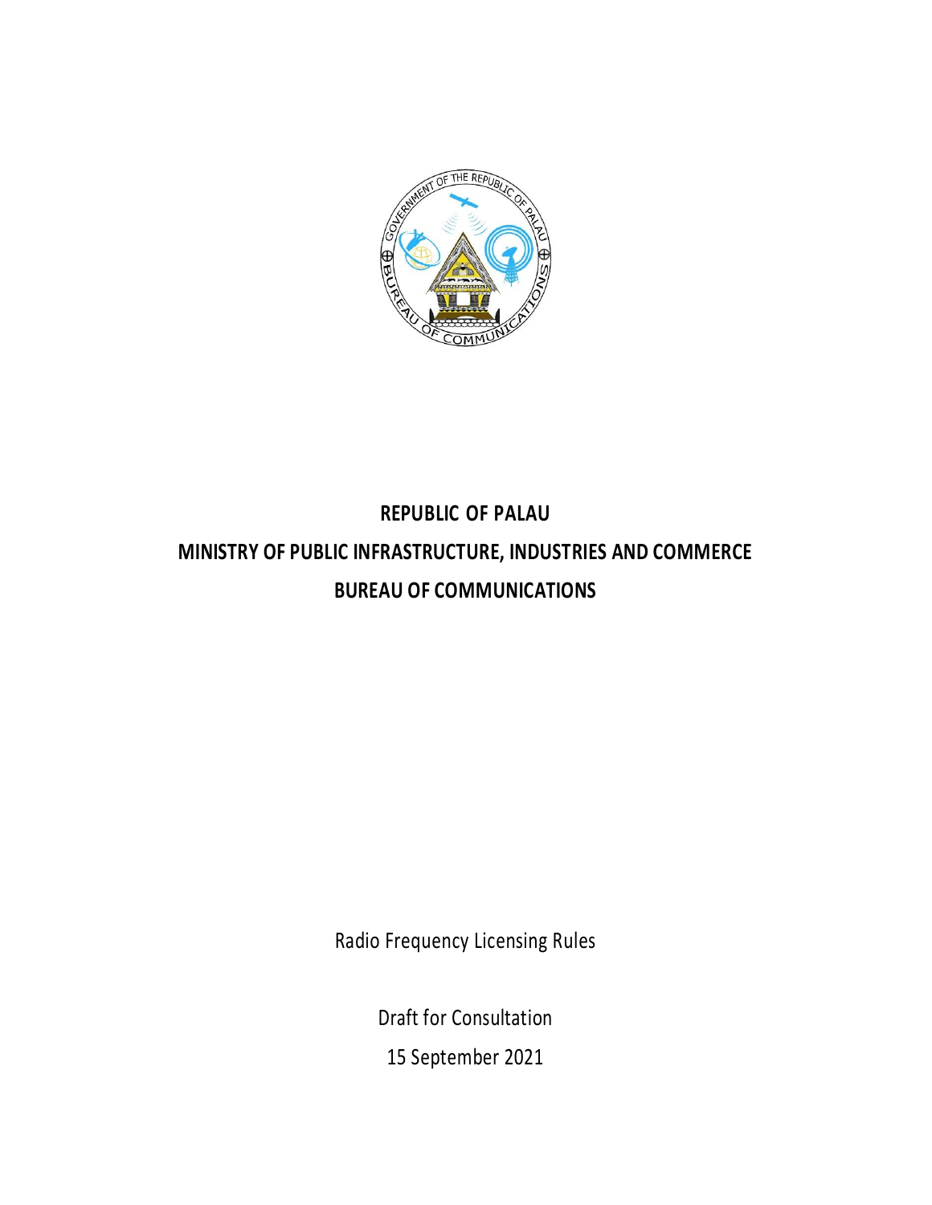**REPUBLIC OF PALAU**

**MINISTRY OF PUBLIC INFRASTRUCTURE, INDUSTRIES AND COMMERCE**

**BUREAU OF COMMUNICATIONS**

Radio Frequency Licensing Rules

Draft for Consultation

15 September 2021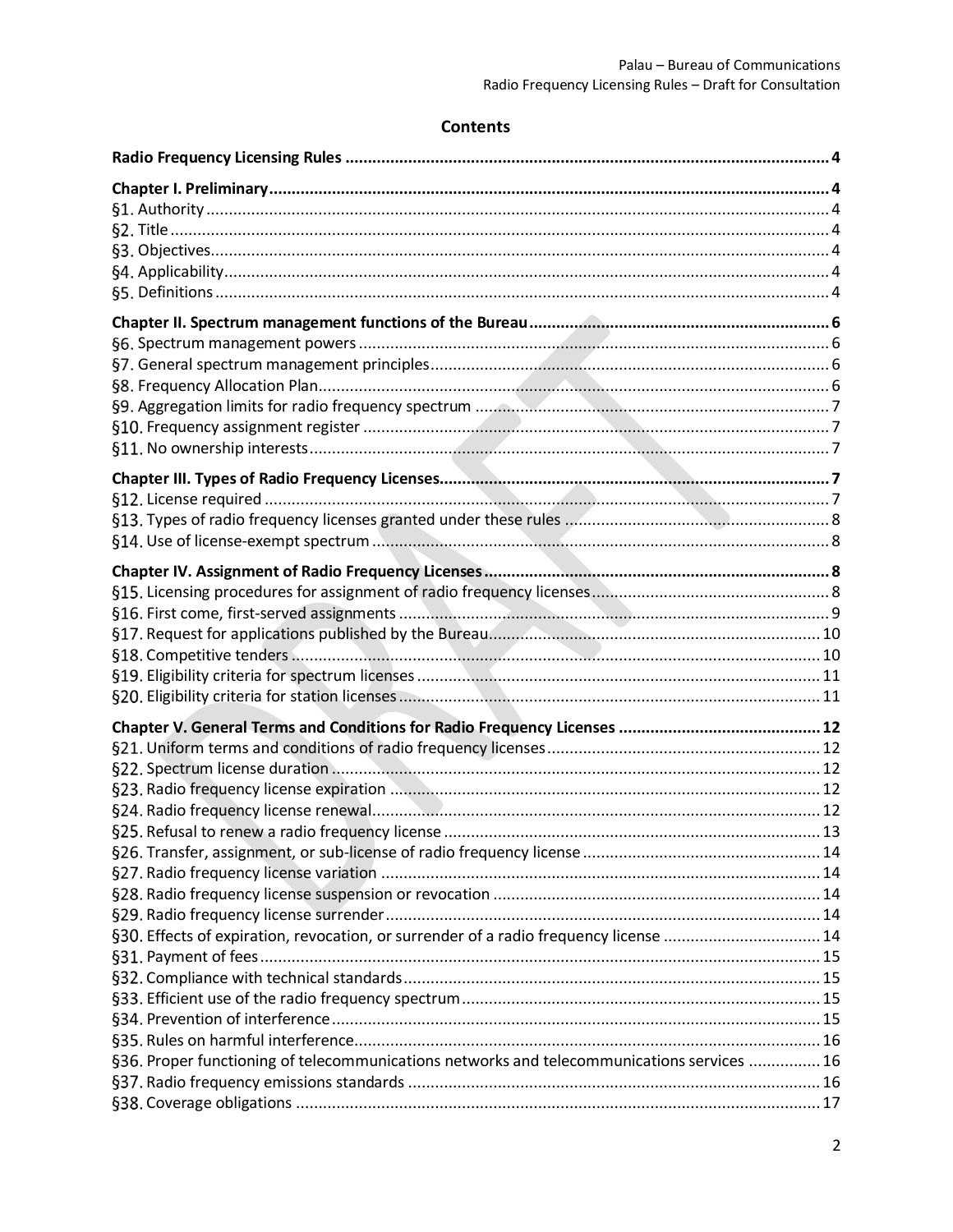## Contents

**Radio Frequency Licensing Rules** ..... 4

**Chapter I. Preliminary** ..... 4
- §1. Authority ..... 4
- §2. Title ..... 4
- §3. Objectives ..... 4
- §4. Applicability ..... 4
- §5. Definitions ..... 4

**Chapter II. Spectrum management functions of the Bureau** ..... 6
- §6. Spectrum management powers ..... 6
- §7. General spectrum management principles ..... 6
- §8. Frequency Allocation Plan ..... 6
- §9. Aggregation limits for radio frequency spectrum ..... 7
- §10. Frequency assignment register ..... 7
- §11. No ownership interests ..... 7

**Chapter III. Types of Radio Frequency Licenses** ..... 7
- §12. License required ..... 7
- §13. Types of radio frequency licenses granted under these rules ..... 8
- §14. Use of license-exempt spectrum ..... 8

**Chapter IV. Assignment of Radio Frequency Licenses** ..... 8
- §15. Licensing procedures for assignment of radio frequency licenses ..... 8
- §16. First come, first-served assignments ..... 9
- §17. Request for applications published by the Bureau ..... 10
- §18. Competitive tenders ..... 10
- §19. Eligibility criteria for spectrum licenses ..... 11
- §20. Eligibility criteria for station licenses ..... 11

**Chapter V. General Terms and Conditions for Radio Frequency Licenses** ..... 12
- §21. Uniform terms and conditions of radio frequency licenses ..... 12
- §22. Spectrum license duration ..... 12
- §23. Radio frequency license expiration ..... 12
- §24. Radio frequency license renewal ..... 12
- §25. Refusal to renew a radio frequency license ..... 13
- §26. Transfer, assignment, or sub-license of radio frequency license ..... 14
- §27. Radio frequency license variation ..... 14
- §28. Radio frequency license suspension or revocation ..... 14
- §29. Radio frequency license surrender ..... 14
- §30. Effects of expiration, revocation, or surrender of a radio frequency license ..... 14
- §31. Payment of fees ..... 15
- §32. Compliance with technical standards ..... 15
- §33. Efficient use of the radio frequency spectrum ..... 15
- §34. Prevention of interference ..... 15
- §35. Rules on harmful interference ..... 16
- §36. Proper functioning of telecommunications networks and telecommunications services ..... 16
- §37. Radio frequency emissions standards ..... 16
- §38. Coverage obligations ..... 17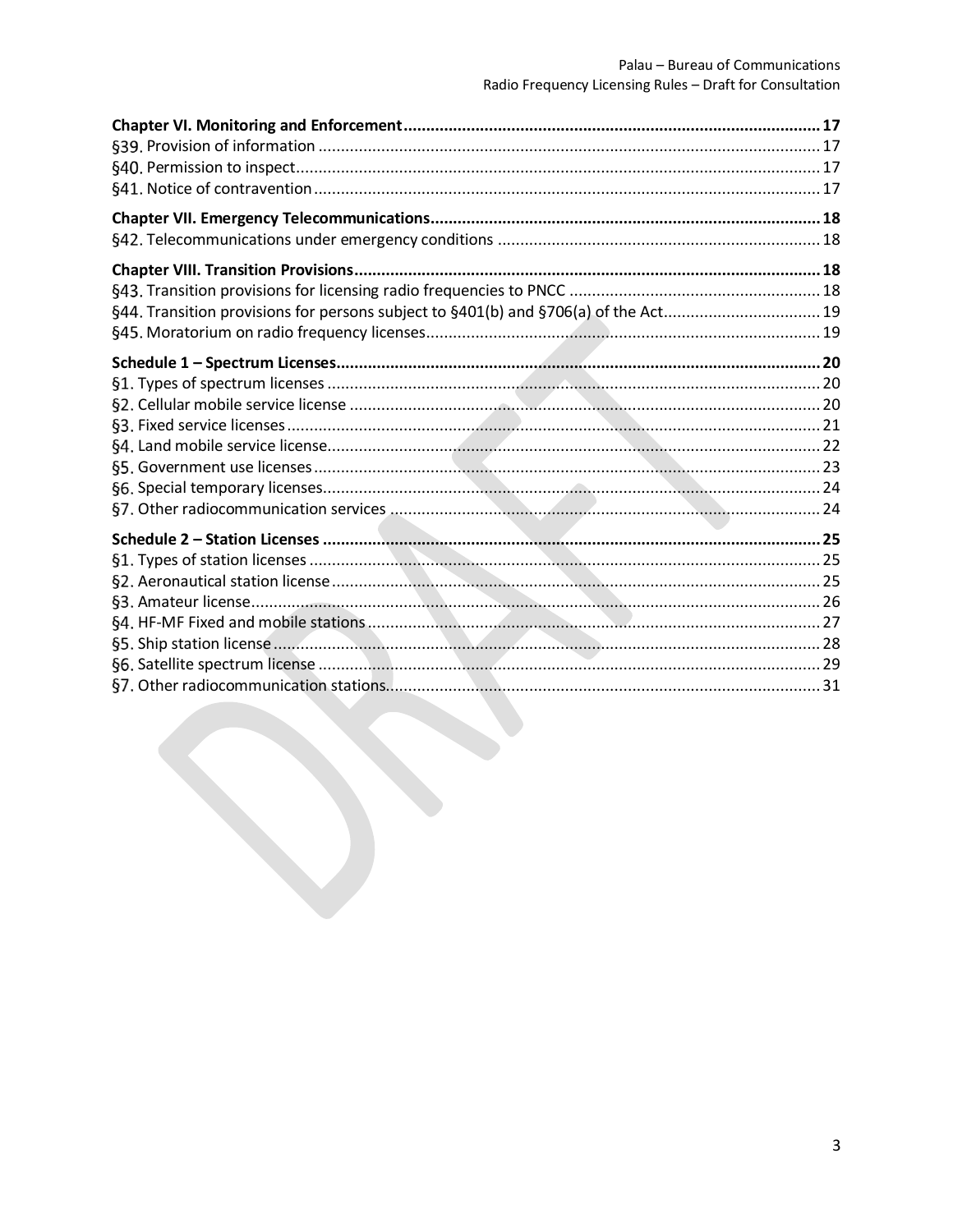**Chapter VI. Monitoring and Enforcement** ..... **17**

§39. Provision of information ..... 17

§40. Permission to inspect ..... 17

§41. Notice of contravention ..... 17

**Chapter VII. Emergency Telecommunications** ..... **18**

§42. Telecommunications under emergency conditions ..... 18

**Chapter VIII. Transition Provisions** ..... **18**

§43. Transition provisions for licensing radio frequencies to PNCC ..... 18

§44. Transition provisions for persons subject to §401(b) and §706(a) of the Act ..... 19

§45. Moratorium on radio frequency licenses ..... 19

**Schedule 1 – Spectrum Licenses** ..... **20**

§1. Types of spectrum licenses ..... 20

§2. Cellular mobile service license ..... 20

§3. Fixed service licenses ..... 21

§4. Land mobile service license ..... 22

§5. Government use licenses ..... 23

§6. Special temporary licenses ..... 24

§7. Other radiocommunication services ..... 24

**Schedule 2 – Station Licenses** ..... **25**

§1. Types of station licenses ..... 25

§2. Aeronautical station license ..... 25

§3. Amateur license ..... 26

§4. HF-MF Fixed and mobile stations ..... 27

§5. Ship station license ..... 28

§6. Satellite spectrum license ..... 29

§7. Other radiocommunication stations ..... 31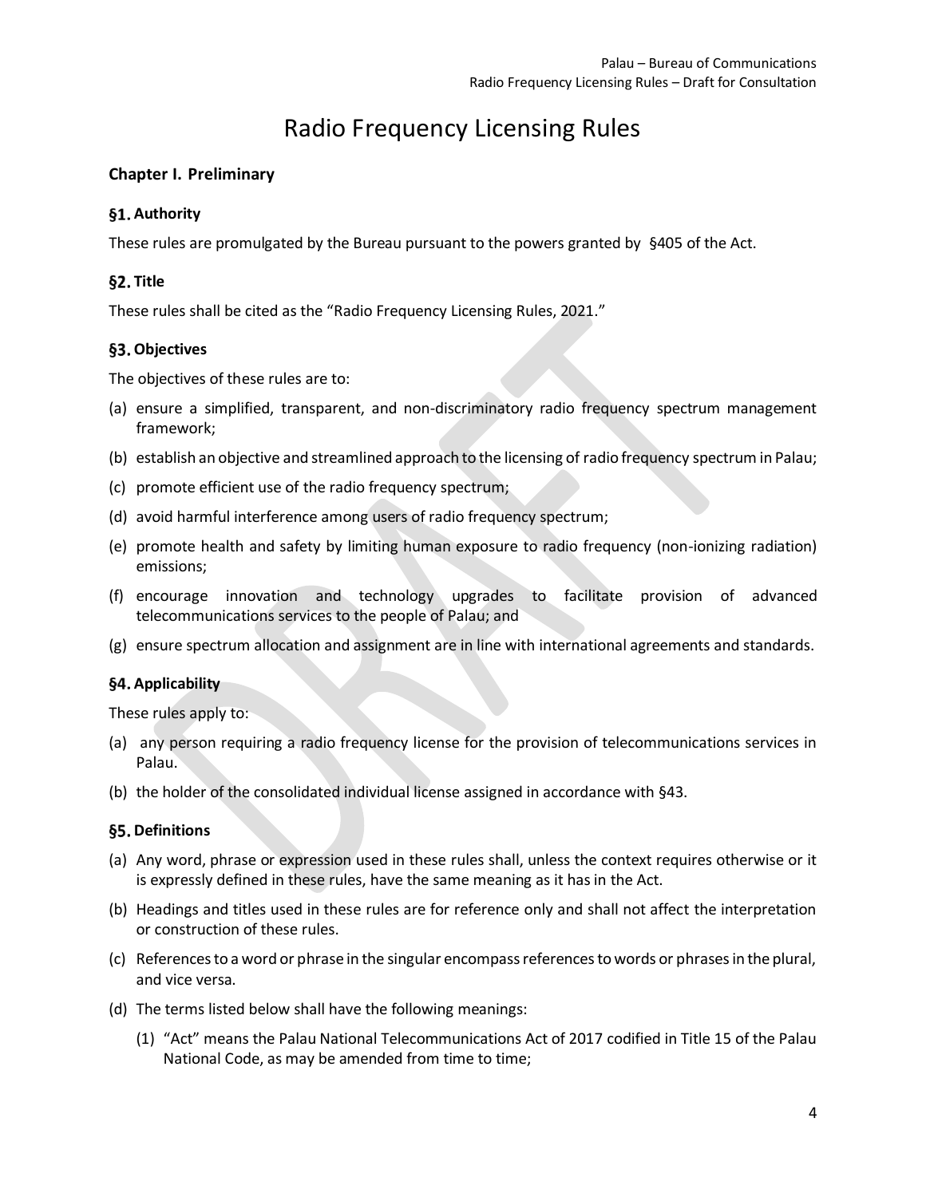# Radio Frequency Licensing Rules

## Chapter I. Preliminary

### §1. Authority

These rules are promulgated by the Bureau pursuant to the powers granted by §405 of the Act.

### §2. Title

These rules shall be cited as the "Radio Frequency Licensing Rules, 2021."

### §3. Objectives

The objectives of these rules are to:

(a) ensure a simplified, transparent, and non-discriminatory radio frequency spectrum management framework;

(b) establish an objective and streamlined approach to the licensing of radio frequency spectrum in Palau;

(c) promote efficient use of the radio frequency spectrum;

(d) avoid harmful interference among users of radio frequency spectrum;

(e) promote health and safety by limiting human exposure to radio frequency (non-ionizing radiation) emissions;

(f) encourage innovation and technology upgrades to facilitate provision of advanced telecommunications services to the people of Palau; and

(g) ensure spectrum allocation and assignment are in line with international agreements and standards.

### §4. Applicability

These rules apply to:

(a) any person requiring a radio frequency license for the provision of telecommunications services in Palau.

(b) the holder of the consolidated individual license assigned in accordance with §43.

### §5. Definitions

(a) Any word, phrase or expression used in these rules shall, unless the context requires otherwise or it is expressly defined in these rules, have the same meaning as it has in the Act.

(b) Headings and titles used in these rules are for reference only and shall not affect the interpretation or construction of these rules.

(c) References to a word or phrase in the singular encompass references to words or phrases in the plural, and vice versa.

(d) The terms listed below shall have the following meanings:

   (1) "Act" means the Palau National Telecommunications Act of 2017 codified in Title 15 of the Palau National Code, as may be amended from time to time;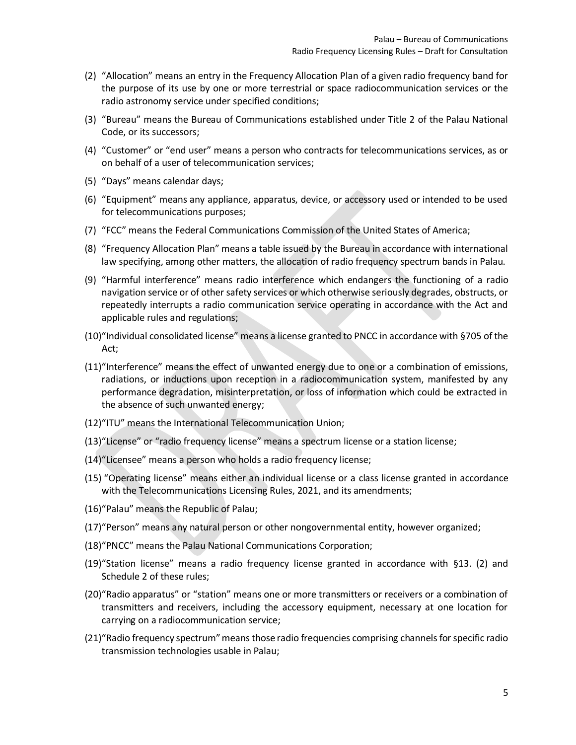(2) "Allocation" means an entry in the Frequency Allocation Plan of a given radio frequency band for the purpose of its use by one or more terrestrial or space radiocommunication services or the radio astronomy service under specified conditions;

(3) "Bureau" means the Bureau of Communications established under Title 2 of the Palau National Code, or its successors;

(4) "Customer" or "end user" means a person who contracts for telecommunications services, as or on behalf of a user of telecommunication services;

(5) "Days" means calendar days;

(6) "Equipment" means any appliance, apparatus, device, or accessory used or intended to be used for telecommunications purposes;

(7) "FCC" means the Federal Communications Commission of the United States of America;

(8) "Frequency Allocation Plan" means a table issued by the Bureau in accordance with international law specifying, among other matters, the allocation of radio frequency spectrum bands in Palau.

(9) "Harmful interference" means radio interference which endangers the functioning of a radio navigation service or of other safety services or which otherwise seriously degrades, obstructs, or repeatedly interrupts a radio communication service operating in accordance with the Act and applicable rules and regulations;

(10) "Individual consolidated license" means a license granted to PNCC in accordance with §705 of the Act;

(11) "Interference" means the effect of unwanted energy due to one or a combination of emissions, radiations, or inductions upon reception in a radiocommunication system, manifested by any performance degradation, misinterpretation, or loss of information which could be extracted in the absence of such unwanted energy;

(12) "ITU" means the International Telecommunication Union;

(13) "License" or "radio frequency license" means a spectrum license or a station license;

(14) "Licensee" means a person who holds a radio frequency license;

(15) "Operating license" means either an individual license or a class license granted in accordance with the Telecommunications Licensing Rules, 2021, and its amendments;

(16) "Palau" means the Republic of Palau;

(17) "Person" means any natural person or other nongovernmental entity, however organized;

(18) "PNCC" means the Palau National Communications Corporation;

(19) "Station license" means a radio frequency license granted in accordance with §13. (2) and Schedule 2 of these rules;

(20) "Radio apparatus" or "station" means one or more transmitters or receivers or a combination of transmitters and receivers, including the accessory equipment, necessary at one location for carrying on a radiocommunication service;

(21) "Radio frequency spectrum" means those radio frequencies comprising channels for specific radio transmission technologies usable in Palau;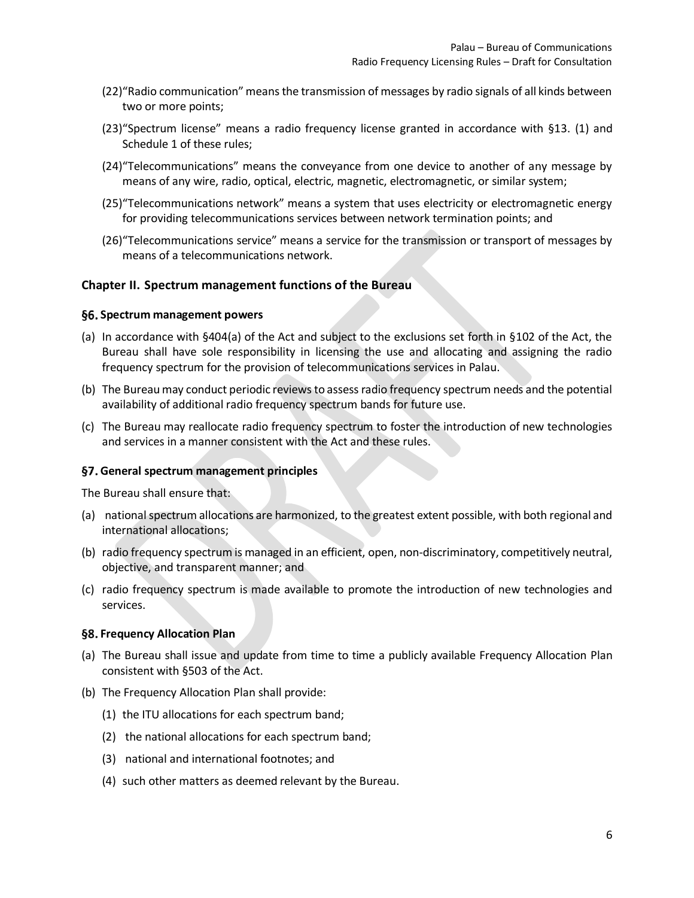(22)"Radio communication" means the transmission of messages by radio signals of all kinds between two or more points;

(23)"Spectrum license" means a radio frequency license granted in accordance with §13. (1) and Schedule 1 of these rules;

(24)"Telecommunications" means the conveyance from one device to another of any message by means of any wire, radio, optical, electric, magnetic, electromagnetic, or similar system;

(25)"Telecommunications network" means a system that uses electricity or electromagnetic energy for providing telecommunications services between network termination points; and

(26)"Telecommunications service" means a service for the transmission or transport of messages by means of a telecommunications network.

## Chapter II. Spectrum management functions of the Bureau

### §6. Spectrum management powers

(a) In accordance with §404(a) of the Act and subject to the exclusions set forth in §102 of the Act, the Bureau shall have sole responsibility in licensing the use and allocating and assigning the radio frequency spectrum for the provision of telecommunications services in Palau.

(b) The Bureau may conduct periodic reviews to assess radio frequency spectrum needs and the potential availability of additional radio frequency spectrum bands for future use.

(c) The Bureau may reallocate radio frequency spectrum to foster the introduction of new technologies and services in a manner consistent with the Act and these rules.

### §7. General spectrum management principles

The Bureau shall ensure that:

(a) national spectrum allocations are harmonized, to the greatest extent possible, with both regional and international allocations;

(b) radio frequency spectrum is managed in an efficient, open, non-discriminatory, competitively neutral, objective, and transparent manner; and

(c) radio frequency spectrum is made available to promote the introduction of new technologies and services.

### §8. Frequency Allocation Plan

(a) The Bureau shall issue and update from time to time a publicly available Frequency Allocation Plan consistent with §503 of the Act.

(b) The Frequency Allocation Plan shall provide:

(1) the ITU allocations for each spectrum band;

(2) the national allocations for each spectrum band;

(3) national and international footnotes; and

(4) such other matters as deemed relevant by the Bureau.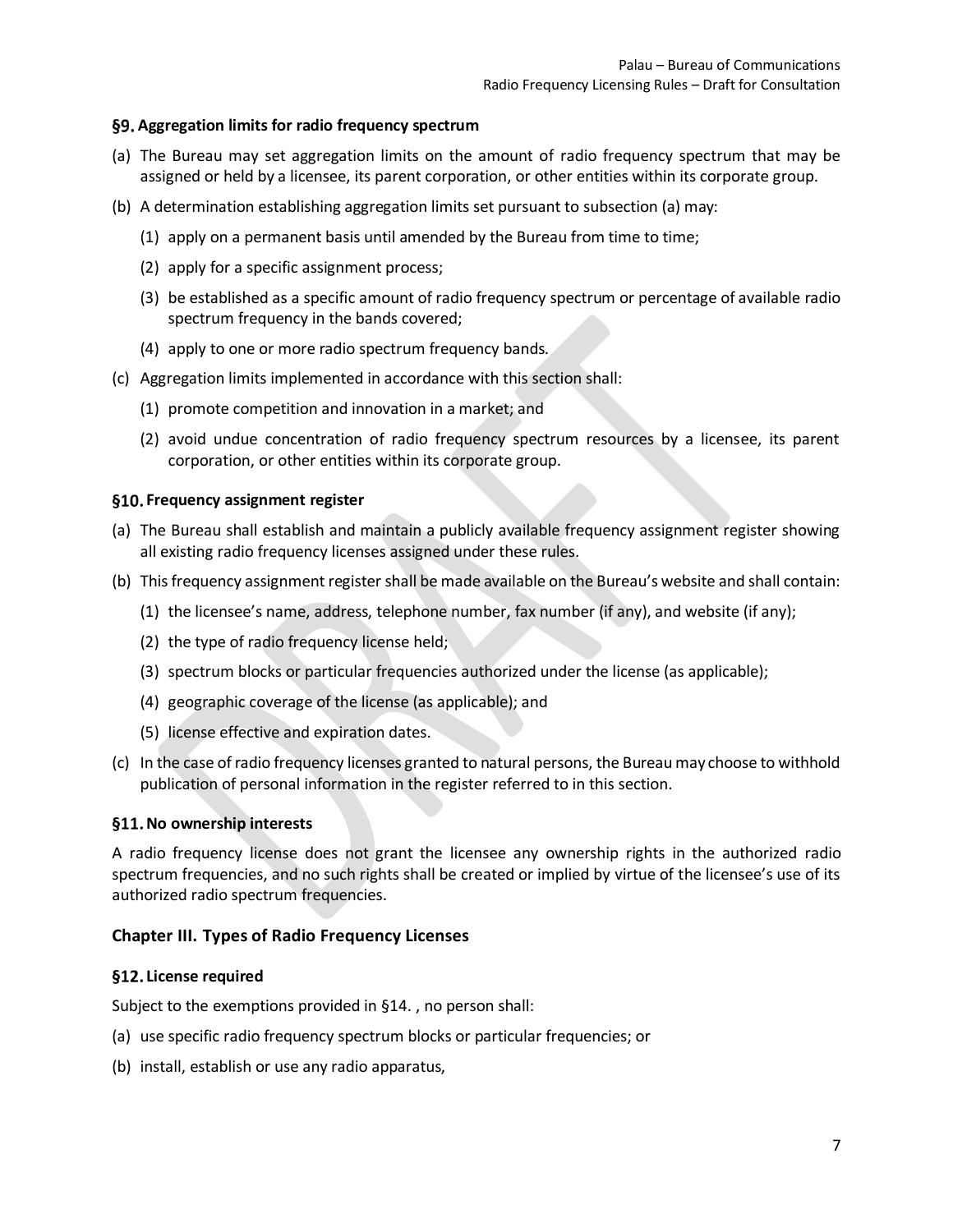### §9. Aggregation limits for radio frequency spectrum

(a) The Bureau may set aggregation limits on the amount of radio frequency spectrum that may be assigned or held by a licensee, its parent corporation, or other entities within its corporate group.

(b) A determination establishing aggregation limits set pursuant to subsection (a) may:

 (1) apply on a permanent basis until amended by the Bureau from time to time;

 (2) apply for a specific assignment process;

 (3) be established as a specific amount of radio frequency spectrum or percentage of available radio spectrum frequency in the bands covered;

 (4) apply to one or more radio spectrum frequency bands.

(c) Aggregation limits implemented in accordance with this section shall:

 (1) promote competition and innovation in a market; and

 (2) avoid undue concentration of radio frequency spectrum resources by a licensee, its parent corporation, or other entities within its corporate group.

### §10. Frequency assignment register

(a) The Bureau shall establish and maintain a publicly available frequency assignment register showing all existing radio frequency licenses assigned under these rules.

(b) This frequency assignment register shall be made available on the Bureau's website and shall contain:

 (1) the licensee's name, address, telephone number, fax number (if any), and website (if any);

 (2) the type of radio frequency license held;

 (3) spectrum blocks or particular frequencies authorized under the license (as applicable);

 (4) geographic coverage of the license (as applicable); and

 (5) license effective and expiration dates.

(c) In the case of radio frequency licenses granted to natural persons, the Bureau may choose to withhold publication of personal information in the register referred to in this section.

### §11. No ownership interests

A radio frequency license does not grant the licensee any ownership rights in the authorized radio spectrum frequencies, and no such rights shall be created or implied by virtue of the licensee's use of its authorized radio spectrum frequencies.

## Chapter III. Types of Radio Frequency Licenses

### §12. License required

Subject to the exemptions provided in §14. , no person shall:

(a) use specific radio frequency spectrum blocks or particular frequencies; or

(b) install, establish or use any radio apparatus,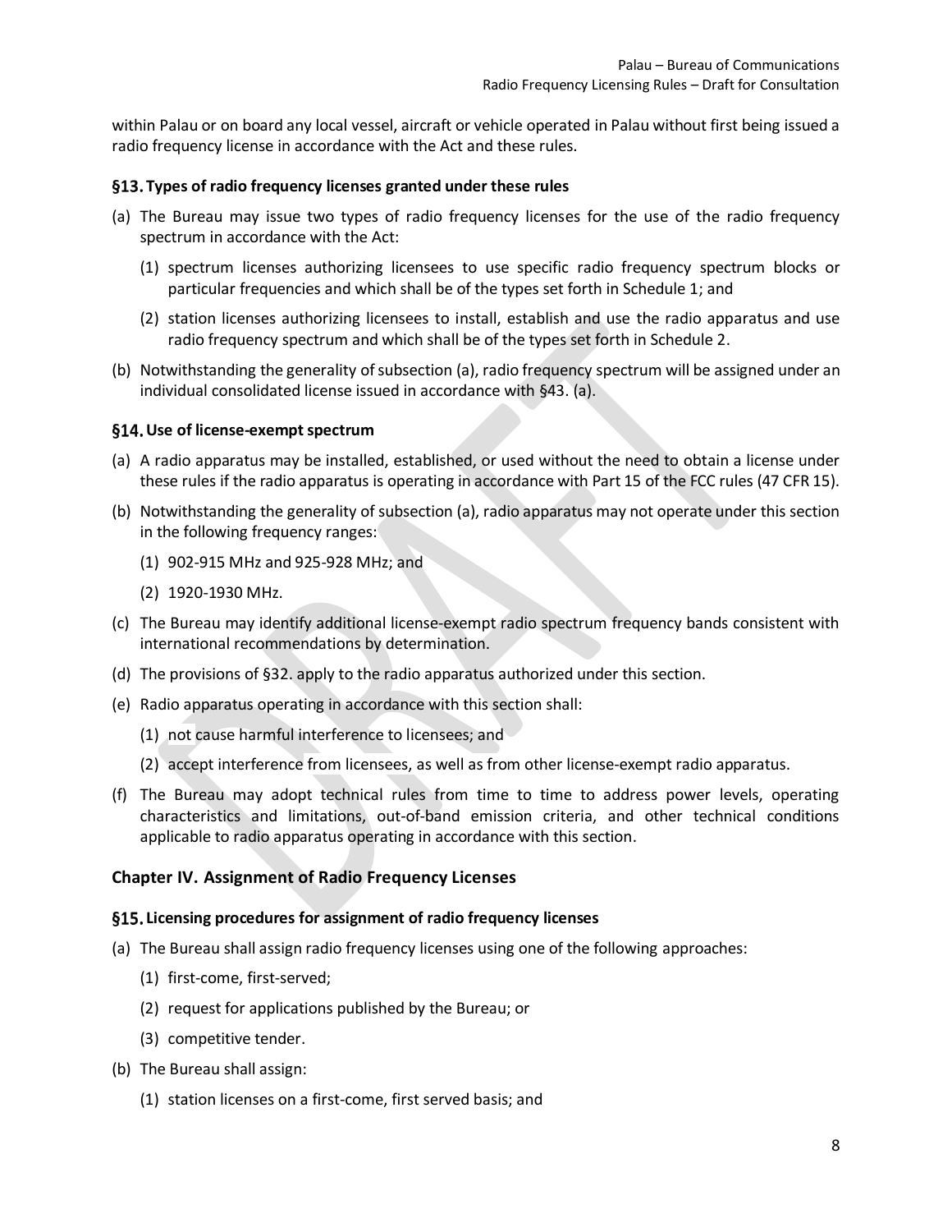within Palau or on board any local vessel, aircraft or vehicle operated in Palau without first being issued a radio frequency license in accordance with the Act and these rules.

### §13. Types of radio frequency licenses granted under these rules

(a) The Bureau may issue two types of radio frequency licenses for the use of the radio frequency spectrum in accordance with the Act:

 (1) spectrum licenses authorizing licensees to use specific radio frequency spectrum blocks or particular frequencies and which shall be of the types set forth in Schedule 1; and

 (2) station licenses authorizing licensees to install, establish and use the radio apparatus and use radio frequency spectrum and which shall be of the types set forth in Schedule 2.

(b) Notwithstanding the generality of subsection (a), radio frequency spectrum will be assigned under an individual consolidated license issued in accordance with §43. (a).

### §14. Use of license-exempt spectrum

(a) A radio apparatus may be installed, established, or used without the need to obtain a license under these rules if the radio apparatus is operating in accordance with Part 15 of the FCC rules (47 CFR 15).

(b) Notwithstanding the generality of subsection (a), radio apparatus may not operate under this section in the following frequency ranges:

 (1) 902-915 MHz and 925-928 MHz; and

 (2) 1920-1930 MHz.

(c) The Bureau may identify additional license-exempt radio spectrum frequency bands consistent with international recommendations by determination.

(d) The provisions of §32. apply to the radio apparatus authorized under this section.

(e) Radio apparatus operating in accordance with this section shall:

 (1) not cause harmful interference to licensees; and

 (2) accept interference from licensees, as well as from other license-exempt radio apparatus.

(f) The Bureau may adopt technical rules from time to time to address power levels, operating characteristics and limitations, out-of-band emission criteria, and other technical conditions applicable to radio apparatus operating in accordance with this section.

## Chapter IV. Assignment of Radio Frequency Licenses

### §15. Licensing procedures for assignment of radio frequency licenses

(a) The Bureau shall assign radio frequency licenses using one of the following approaches:

 (1) first-come, first-served;

 (2) request for applications published by the Bureau; or

 (3) competitive tender.

(b) The Bureau shall assign:

 (1) station licenses on a first-come, first served basis; and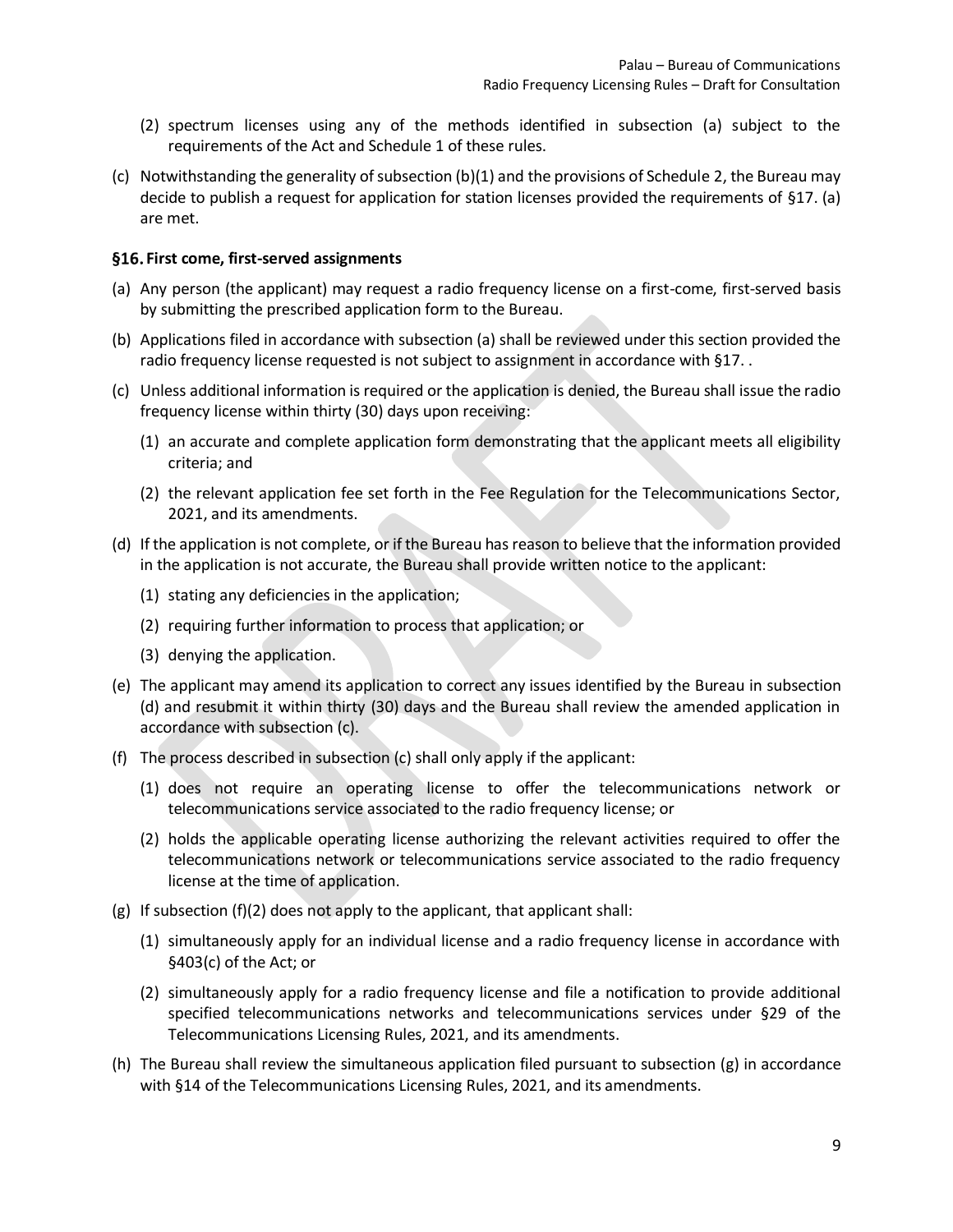(2) spectrum licenses using any of the methods identified in subsection (a) subject to the requirements of the Act and Schedule 1 of these rules.

(c) Notwithstanding the generality of subsection (b)(1) and the provisions of Schedule 2, the Bureau may decide to publish a request for application for station licenses provided the requirements of §17. (a) are met.

### §16. First come, first-served assignments

(a) Any person (the applicant) may request a radio frequency license on a first-come, first-served basis by submitting the prescribed application form to the Bureau.

(b) Applications filed in accordance with subsection (a) shall be reviewed under this section provided the radio frequency license requested is not subject to assignment in accordance with §17. .

(c) Unless additional information is required or the application is denied, the Bureau shall issue the radio frequency license within thirty (30) days upon receiving:

(1) an accurate and complete application form demonstrating that the applicant meets all eligibility criteria; and

(2) the relevant application fee set forth in the Fee Regulation for the Telecommunications Sector, 2021, and its amendments.

(d) If the application is not complete, or if the Bureau has reason to believe that the information provided in the application is not accurate, the Bureau shall provide written notice to the applicant:

(1) stating any deficiencies in the application;

(2) requiring further information to process that application; or

(3) denying the application.

(e) The applicant may amend its application to correct any issues identified by the Bureau in subsection (d) and resubmit it within thirty (30) days and the Bureau shall review the amended application in accordance with subsection (c).

(f) The process described in subsection (c) shall only apply if the applicant:

(1) does not require an operating license to offer the telecommunications network or telecommunications service associated to the radio frequency license; or

(2) holds the applicable operating license authorizing the relevant activities required to offer the telecommunications network or telecommunications service associated to the radio frequency license at the time of application.

(g) If subsection (f)(2) does not apply to the applicant, that applicant shall:

(1) simultaneously apply for an individual license and a radio frequency license in accordance with §403(c) of the Act; or

(2) simultaneously apply for a radio frequency license and file a notification to provide additional specified telecommunications networks and telecommunications services under §29 of the Telecommunications Licensing Rules, 2021, and its amendments.

(h) The Bureau shall review the simultaneous application filed pursuant to subsection (g) in accordance with §14 of the Telecommunications Licensing Rules, 2021, and its amendments.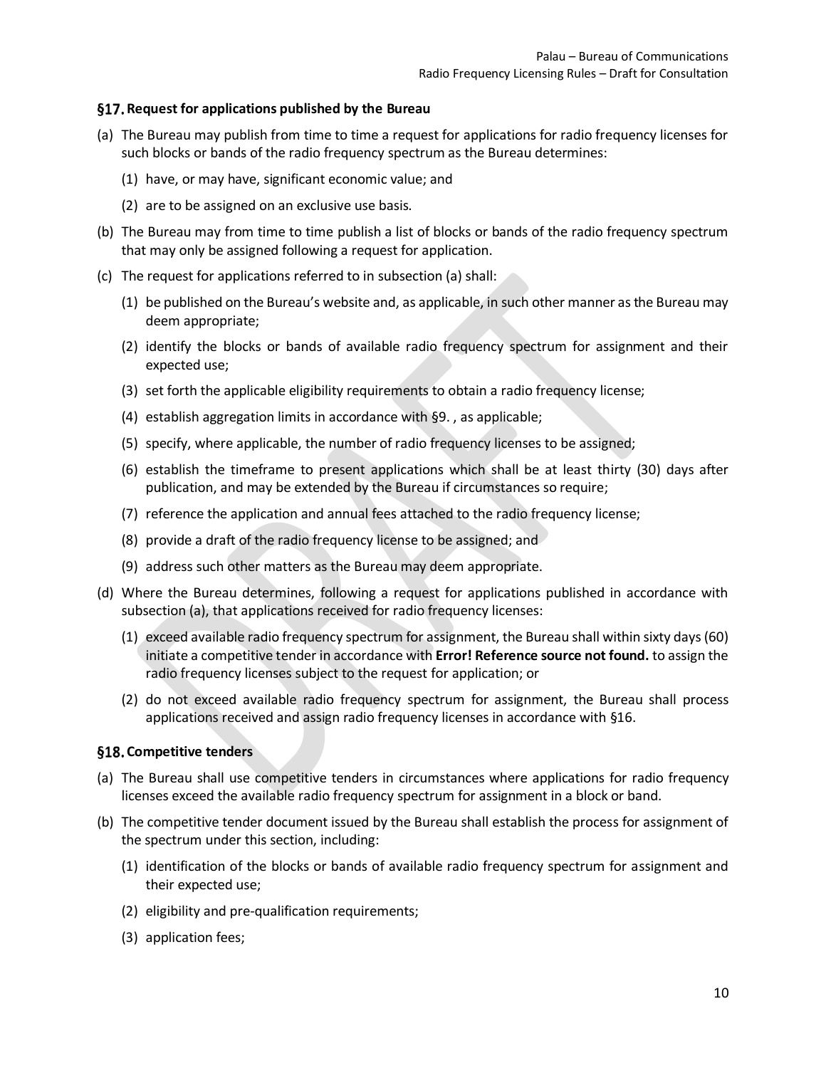### §17. Request for applications published by the Bureau

(a) The Bureau may publish from time to time a request for applications for radio frequency licenses for such blocks or bands of the radio frequency spectrum as the Bureau determines:

  (1) have, or may have, significant economic value; and

  (2) are to be assigned on an exclusive use basis.

(b) The Bureau may from time to time publish a list of blocks or bands of the radio frequency spectrum that may only be assigned following a request for application.

(c) The request for applications referred to in subsection (a) shall:

  (1) be published on the Bureau's website and, as applicable, in such other manner as the Bureau may deem appropriate;

  (2) identify the blocks or bands of available radio frequency spectrum for assignment and their expected use;

  (3) set forth the applicable eligibility requirements to obtain a radio frequency license;

  (4) establish aggregation limits in accordance with §9. , as applicable;

  (5) specify, where applicable, the number of radio frequency licenses to be assigned;

  (6) establish the timeframe to present applications which shall be at least thirty (30) days after publication, and may be extended by the Bureau if circumstances so require;

  (7) reference the application and annual fees attached to the radio frequency license;

  (8) provide a draft of the radio frequency license to be assigned; and

  (9) address such other matters as the Bureau may deem appropriate.

(d) Where the Bureau determines, following a request for applications published in accordance with subsection (a), that applications received for radio frequency licenses:

  (1) exceed available radio frequency spectrum for assignment, the Bureau shall within sixty days (60) initiate a competitive tender in accordance with **Error! Reference source not found.** to assign the radio frequency licenses subject to the request for application; or

  (2) do not exceed available radio frequency spectrum for assignment, the Bureau shall process applications received and assign radio frequency licenses in accordance with §16.

### §18. Competitive tenders

(a) The Bureau shall use competitive tenders in circumstances where applications for radio frequency licenses exceed the available radio frequency spectrum for assignment in a block or band.

(b) The competitive tender document issued by the Bureau shall establish the process for assignment of the spectrum under this section, including:

  (1) identification of the blocks or bands of available radio frequency spectrum for assignment and their expected use;

  (2) eligibility and pre-qualification requirements;

  (3) application fees;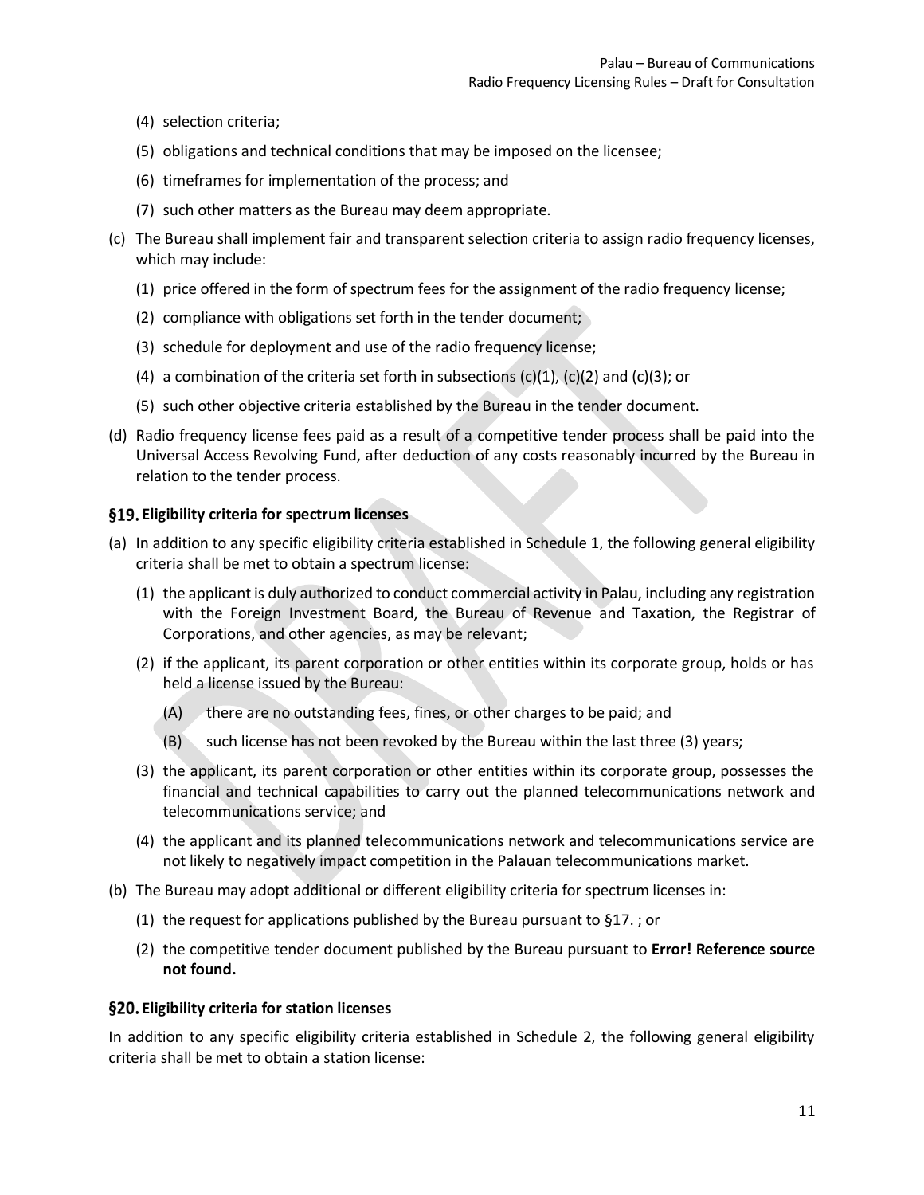(4) selection criteria;

(5) obligations and technical conditions that may be imposed on the licensee;

(6) timeframes for implementation of the process; and

(7) such other matters as the Bureau may deem appropriate.

(c) The Bureau shall implement fair and transparent selection criteria to assign radio frequency licenses, which may include:

(1) price offered in the form of spectrum fees for the assignment of the radio frequency license;

(2) compliance with obligations set forth in the tender document;

(3) schedule for deployment and use of the radio frequency license;

(4) a combination of the criteria set forth in subsections (c)(1), (c)(2) and (c)(3); or

(5) such other objective criteria established by the Bureau in the tender document.

(d) Radio frequency license fees paid as a result of a competitive tender process shall be paid into the Universal Access Revolving Fund, after deduction of any costs reasonably incurred by the Bureau in relation to the tender process.

### §19. Eligibility criteria for spectrum licenses

(a) In addition to any specific eligibility criteria established in Schedule 1, the following general eligibility criteria shall be met to obtain a spectrum license:

(1) the applicant is duly authorized to conduct commercial activity in Palau, including any registration with the Foreign Investment Board, the Bureau of Revenue and Taxation, the Registrar of Corporations, and other agencies, as may be relevant;

(2) if the applicant, its parent corporation or other entities within its corporate group, holds or has held a license issued by the Bureau:

(A) there are no outstanding fees, fines, or other charges to be paid; and

(B) such license has not been revoked by the Bureau within the last three (3) years;

(3) the applicant, its parent corporation or other entities within its corporate group, possesses the financial and technical capabilities to carry out the planned telecommunications network and telecommunications service; and

(4) the applicant and its planned telecommunications network and telecommunications service are not likely to negatively impact competition in the Palauan telecommunications market.

(b) The Bureau may adopt additional or different eligibility criteria for spectrum licenses in:

(1) the request for applications published by the Bureau pursuant to §17. ; or

(2) the competitive tender document published by the Bureau pursuant to **Error! Reference source not found.**

### §20. Eligibility criteria for station licenses

In addition to any specific eligibility criteria established in Schedule 2, the following general eligibility criteria shall be met to obtain a station license: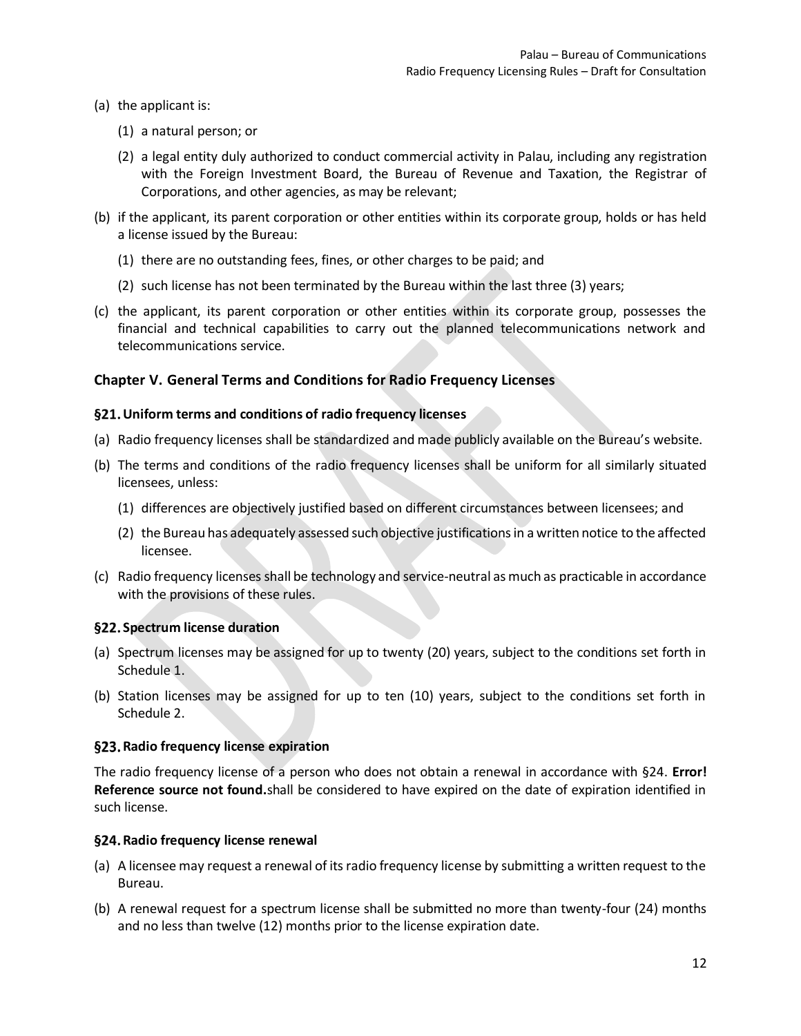(a) the applicant is:

  (1) a natural person; or

  (2) a legal entity duly authorized to conduct commercial activity in Palau, including any registration with the Foreign Investment Board, the Bureau of Revenue and Taxation, the Registrar of Corporations, and other agencies, as may be relevant;

(b) if the applicant, its parent corporation or other entities within its corporate group, holds or has held a license issued by the Bureau:

  (1) there are no outstanding fees, fines, or other charges to be paid; and

  (2) such license has not been terminated by the Bureau within the last three (3) years;

(c) the applicant, its parent corporation or other entities within its corporate group, possesses the financial and technical capabilities to carry out the planned telecommunications network and telecommunications service.

## Chapter V. General Terms and Conditions for Radio Frequency Licenses

### §21. Uniform terms and conditions of radio frequency licenses

(a) Radio frequency licenses shall be standardized and made publicly available on the Bureau's website.

(b) The terms and conditions of the radio frequency licenses shall be uniform for all similarly situated licensees, unless:

  (1) differences are objectively justified based on different circumstances between licensees; and

  (2) the Bureau has adequately assessed such objective justifications in a written notice to the affected licensee.

(c) Radio frequency licenses shall be technology and service-neutral as much as practicable in accordance with the provisions of these rules.

### §22. Spectrum license duration

(a) Spectrum licenses may be assigned for up to twenty (20) years, subject to the conditions set forth in Schedule 1.

(b) Station licenses may be assigned for up to ten (10) years, subject to the conditions set forth in Schedule 2.

### §23. Radio frequency license expiration

The radio frequency license of a person who does not obtain a renewal in accordance with §24. **Error! Reference source not found.**shall be considered to have expired on the date of expiration identified in such license.

### §24. Radio frequency license renewal

(a) A licensee may request a renewal of its radio frequency license by submitting a written request to the Bureau.

(b) A renewal request for a spectrum license shall be submitted no more than twenty-four (24) months and no less than twelve (12) months prior to the license expiration date.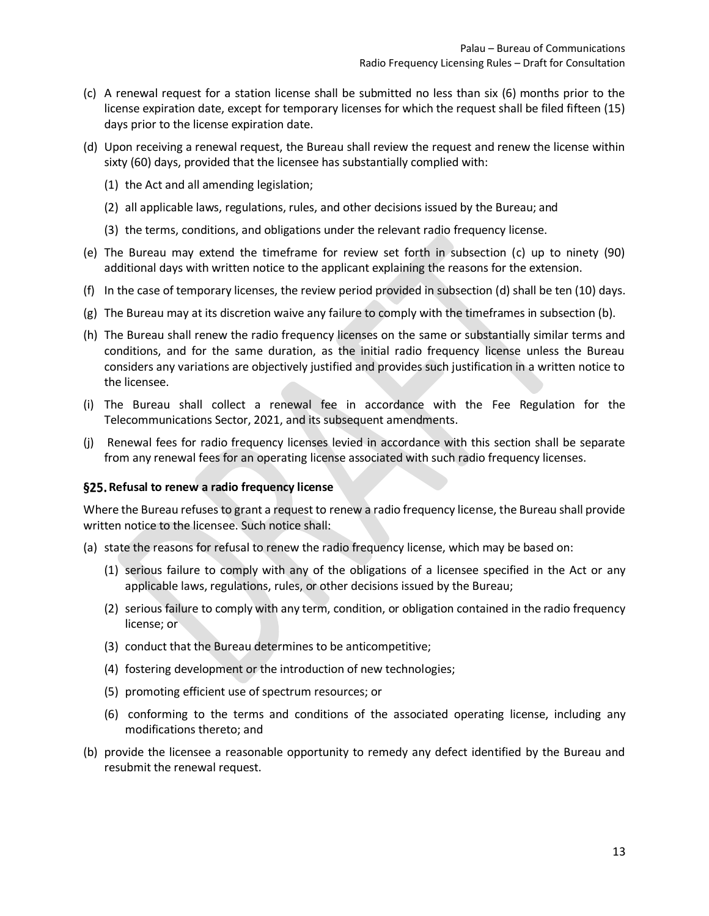(c) A renewal request for a station license shall be submitted no less than six (6) months prior to the license expiration date, except for temporary licenses for which the request shall be filed fifteen (15) days prior to the license expiration date.

(d) Upon receiving a renewal request, the Bureau shall review the request and renew the license within sixty (60) days, provided that the licensee has substantially complied with:

  (1) the Act and all amending legislation;

  (2) all applicable laws, regulations, rules, and other decisions issued by the Bureau; and

  (3) the terms, conditions, and obligations under the relevant radio frequency license.

(e) The Bureau may extend the timeframe for review set forth in subsection (c) up to ninety (90) additional days with written notice to the applicant explaining the reasons for the extension.

(f) In the case of temporary licenses, the review period provided in subsection (d) shall be ten (10) days.

(g) The Bureau may at its discretion waive any failure to comply with the timeframes in subsection (b).

(h) The Bureau shall renew the radio frequency licenses on the same or substantially similar terms and conditions, and for the same duration, as the initial radio frequency license unless the Bureau considers any variations are objectively justified and provides such justification in a written notice to the licensee.

(i) The Bureau shall collect a renewal fee in accordance with the Fee Regulation for the Telecommunications Sector, 2021, and its subsequent amendments.

(j) Renewal fees for radio frequency licenses levied in accordance with this section shall be separate from any renewal fees for an operating license associated with such radio frequency licenses.

### §25. Refusal to renew a radio frequency license

Where the Bureau refuses to grant a request to renew a radio frequency license, the Bureau shall provide written notice to the licensee. Such notice shall:

(a) state the reasons for refusal to renew the radio frequency license, which may be based on:

  (1) serious failure to comply with any of the obligations of a licensee specified in the Act or any applicable laws, regulations, rules, or other decisions issued by the Bureau;

  (2) serious failure to comply with any term, condition, or obligation contained in the radio frequency license; or

  (3) conduct that the Bureau determines to be anticompetitive;

  (4) fostering development or the introduction of new technologies;

  (5) promoting efficient use of spectrum resources; or

  (6) conforming to the terms and conditions of the associated operating license, including any modifications thereto; and

(b) provide the licensee a reasonable opportunity to remedy any defect identified by the Bureau and resubmit the renewal request.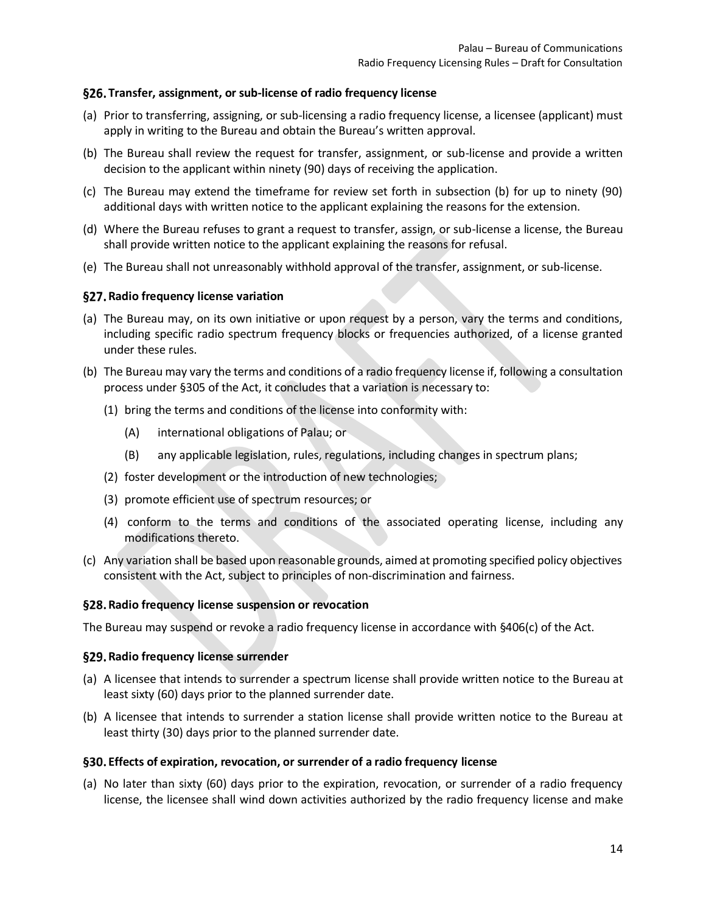### §26. Transfer, assignment, or sub-license of radio frequency license

(a) Prior to transferring, assigning, or sub-licensing a radio frequency license, a licensee (applicant) must apply in writing to the Bureau and obtain the Bureau's written approval.

(b) The Bureau shall review the request for transfer, assignment, or sub-license and provide a written decision to the applicant within ninety (90) days of receiving the application.

(c) The Bureau may extend the timeframe for review set forth in subsection (b) for up to ninety (90) additional days with written notice to the applicant explaining the reasons for the extension.

(d) Where the Bureau refuses to grant a request to transfer, assign, or sub-license a license, the Bureau shall provide written notice to the applicant explaining the reasons for refusal.

(e) The Bureau shall not unreasonably withhold approval of the transfer, assignment, or sub-license.

### §27. Radio frequency license variation

(a) The Bureau may, on its own initiative or upon request by a person, vary the terms and conditions, including specific radio spectrum frequency blocks or frequencies authorized, of a license granted under these rules.

(b) The Bureau may vary the terms and conditions of a radio frequency license if, following a consultation process under §305 of the Act, it concludes that a variation is necessary to:

  (1) bring the terms and conditions of the license into conformity with:

    (A) international obligations of Palau; or

    (B) any applicable legislation, rules, regulations, including changes in spectrum plans;

  (2) foster development or the introduction of new technologies;

  (3) promote efficient use of spectrum resources; or

  (4) conform to the terms and conditions of the associated operating license, including any modifications thereto.

(c) Any variation shall be based upon reasonable grounds, aimed at promoting specified policy objectives consistent with the Act, subject to principles of non-discrimination and fairness.

### §28. Radio frequency license suspension or revocation

The Bureau may suspend or revoke a radio frequency license in accordance with §406(c) of the Act.

### §29. Radio frequency license surrender

(a) A licensee that intends to surrender a spectrum license shall provide written notice to the Bureau at least sixty (60) days prior to the planned surrender date.

(b) A licensee that intends to surrender a station license shall provide written notice to the Bureau at least thirty (30) days prior to the planned surrender date.

### §30. Effects of expiration, revocation, or surrender of a radio frequency license

(a) No later than sixty (60) days prior to the expiration, revocation, or surrender of a radio frequency license, the licensee shall wind down activities authorized by the radio frequency license and make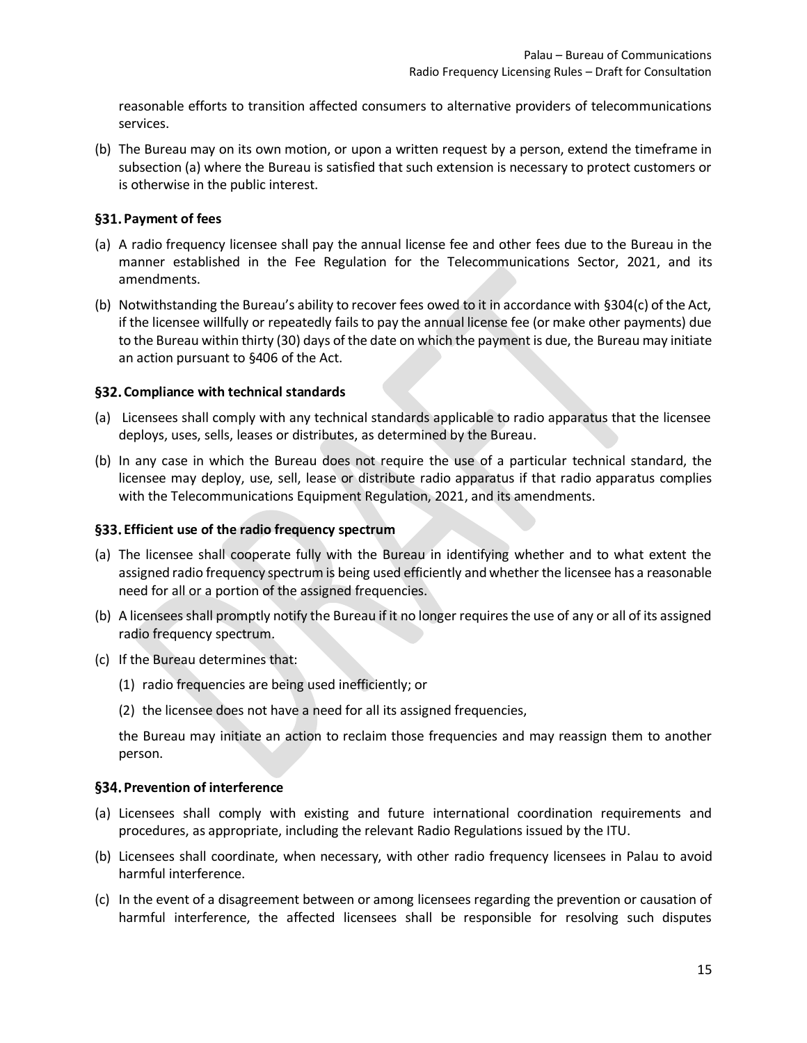reasonable efforts to transition affected consumers to alternative providers of telecommunications services.

(b) The Bureau may on its own motion, or upon a written request by a person, extend the timeframe in subsection (a) where the Bureau is satisfied that such extension is necessary to protect customers or is otherwise in the public interest.

### §31. Payment of fees

(a) A radio frequency licensee shall pay the annual license fee and other fees due to the Bureau in the manner established in the Fee Regulation for the Telecommunications Sector, 2021, and its amendments.

(b) Notwithstanding the Bureau's ability to recover fees owed to it in accordance with §304(c) of the Act, if the licensee willfully or repeatedly fails to pay the annual license fee (or make other payments) due to the Bureau within thirty (30) days of the date on which the payment is due, the Bureau may initiate an action pursuant to §406 of the Act.

### §32. Compliance with technical standards

(a) Licensees shall comply with any technical standards applicable to radio apparatus that the licensee deploys, uses, sells, leases or distributes, as determined by the Bureau.

(b) In any case in which the Bureau does not require the use of a particular technical standard, the licensee may deploy, use, sell, lease or distribute radio apparatus if that radio apparatus complies with the Telecommunications Equipment Regulation, 2021, and its amendments.

### §33. Efficient use of the radio frequency spectrum

(a) The licensee shall cooperate fully with the Bureau in identifying whether and to what extent the assigned radio frequency spectrum is being used efficiently and whether the licensee has a reasonable need for all or a portion of the assigned frequencies.

(b) A licensees shall promptly notify the Bureau if it no longer requires the use of any or all of its assigned radio frequency spectrum.

(c) If the Bureau determines that:

  (1) radio frequencies are being used inefficiently; or

  (2) the licensee does not have a need for all its assigned frequencies,

  the Bureau may initiate an action to reclaim those frequencies and may reassign them to another person.

### §34. Prevention of interference

(a) Licensees shall comply with existing and future international coordination requirements and procedures, as appropriate, including the relevant Radio Regulations issued by the ITU.

(b) Licensees shall coordinate, when necessary, with other radio frequency licensees in Palau to avoid harmful interference.

(c) In the event of a disagreement between or among licensees regarding the prevention or causation of harmful interference, the affected licensees shall be responsible for resolving such disputes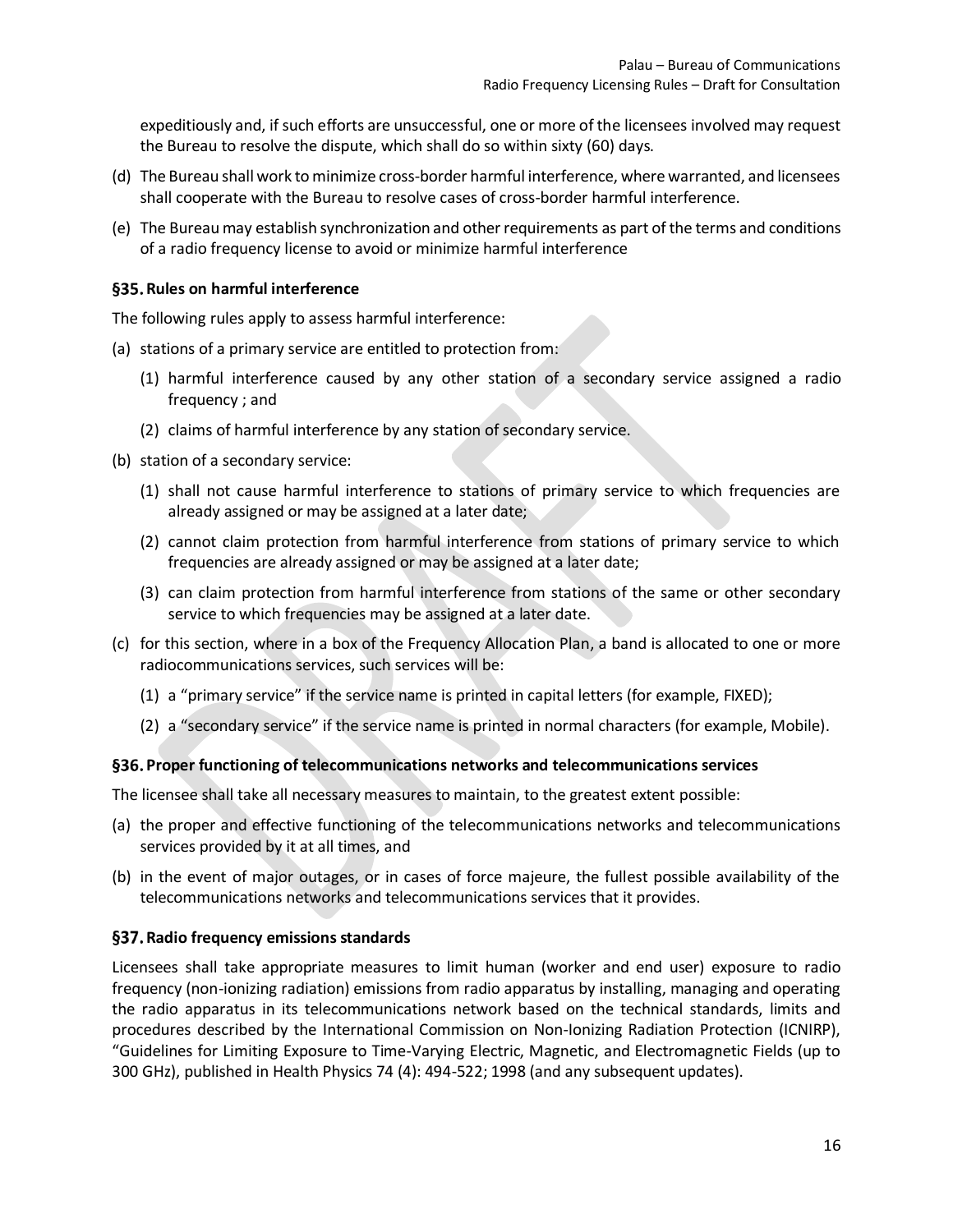expeditiously and, if such efforts are unsuccessful, one or more of the licensees involved may request the Bureau to resolve the dispute, which shall do so within sixty (60) days.

(d) The Bureau shall work to minimize cross-border harmful interference, where warranted, and licensees shall cooperate with the Bureau to resolve cases of cross-border harmful interference.

(e) The Bureau may establish synchronization and other requirements as part of the terms and conditions of a radio frequency license to avoid or minimize harmful interference

### §35. Rules on harmful interference

The following rules apply to assess harmful interference:

(a) stations of a primary service are entitled to protection from:

   (1) harmful interference caused by any other station of a secondary service assigned a radio frequency ; and

   (2) claims of harmful interference by any station of secondary service.

(b) station of a secondary service:

   (1) shall not cause harmful interference to stations of primary service to which frequencies are already assigned or may be assigned at a later date;

   (2) cannot claim protection from harmful interference from stations of primary service to which frequencies are already assigned or may be assigned at a later date;

   (3) can claim protection from harmful interference from stations of the same or other secondary service to which frequencies may be assigned at a later date.

(c) for this section, where in a box of the Frequency Allocation Plan, a band is allocated to one or more radiocommunications services, such services will be:

   (1) a "primary service" if the service name is printed in capital letters (for example, FIXED);

   (2) a "secondary service" if the service name is printed in normal characters (for example, Mobile).

### §36. Proper functioning of telecommunications networks and telecommunications services

The licensee shall take all necessary measures to maintain, to the greatest extent possible:

(a) the proper and effective functioning of the telecommunications networks and telecommunications services provided by it at all times, and

(b) in the event of major outages, or in cases of force majeure, the fullest possible availability of the telecommunications networks and telecommunications services that it provides.

### §37. Radio frequency emissions standards

Licensees shall take appropriate measures to limit human (worker and end user) exposure to radio frequency (non-ionizing radiation) emissions from radio apparatus by installing, managing and operating the radio apparatus in its telecommunications network based on the technical standards, limits and procedures described by the International Commission on Non-Ionizing Radiation Protection (ICNIRP), "Guidelines for Limiting Exposure to Time-Varying Electric, Magnetic, and Electromagnetic Fields (up to 300 GHz), published in Health Physics 74 (4): 494-522; 1998 (and any subsequent updates).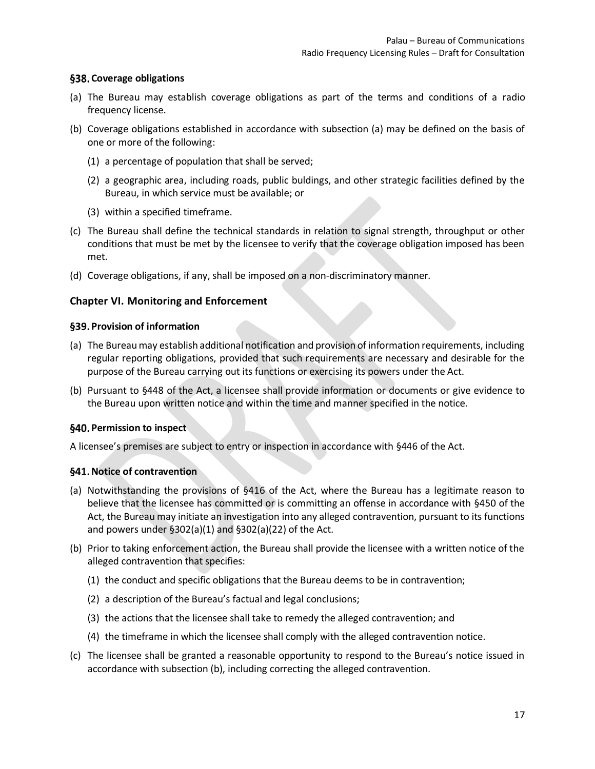### §38. Coverage obligations

(a) The Bureau may establish coverage obligations as part of the terms and conditions of a radio frequency license.

(b) Coverage obligations established in accordance with subsection (a) may be defined on the basis of one or more of the following:

(1) a percentage of population that shall be served;

(2) a geographic area, including roads, public buldings, and other strategic facilities defined by the Bureau, in which service must be available; or

(3) within a specified timeframe.

(c) The Bureau shall define the technical standards in relation to signal strength, throughput or other conditions that must be met by the licensee to verify that the coverage obligation imposed has been met.

(d) Coverage obligations, if any, shall be imposed on a non-discriminatory manner.

## Chapter VI. Monitoring and Enforcement

### §39. Provision of information

(a) The Bureau may establish additional notification and provision of information requirements, including regular reporting obligations, provided that such requirements are necessary and desirable for the purpose of the Bureau carrying out its functions or exercising its powers under the Act.

(b) Pursuant to §448 of the Act, a licensee shall provide information or documents or give evidence to the Bureau upon written notice and within the time and manner specified in the notice.

### §40. Permission to inspect

A licensee's premises are subject to entry or inspection in accordance with §446 of the Act.

### §41. Notice of contravention

(a) Notwithstanding the provisions of §416 of the Act, where the Bureau has a legitimate reason to believe that the licensee has committed or is committing an offense in accordance with §450 of the Act, the Bureau may initiate an investigation into any alleged contravention, pursuant to its functions and powers under §302(a)(1) and §302(a)(22) of the Act.

(b) Prior to taking enforcement action, the Bureau shall provide the licensee with a written notice of the alleged contravention that specifies:

(1) the conduct and specific obligations that the Bureau deems to be in contravention;

(2) a description of the Bureau's factual and legal conclusions;

(3) the actions that the licensee shall take to remedy the alleged contravention; and

(4) the timeframe in which the licensee shall comply with the alleged contravention notice.

(c) The licensee shall be granted a reasonable opportunity to respond to the Bureau's notice issued in accordance with subsection (b), including correcting the alleged contravention.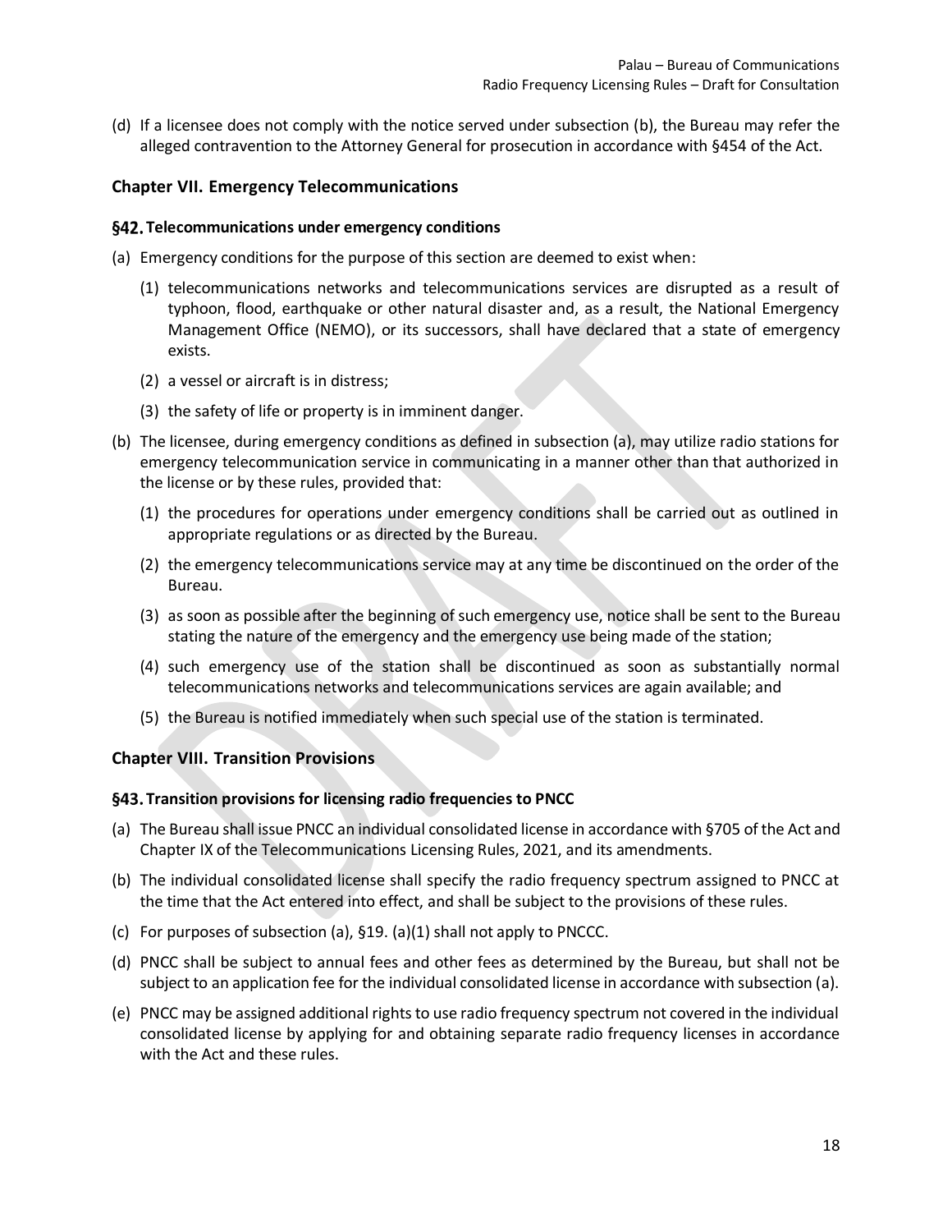(d) If a licensee does not comply with the notice served under subsection (b), the Bureau may refer the alleged contravention to the Attorney General for prosecution in accordance with §454 of the Act.

## Chapter VII. Emergency Telecommunications

### §42. Telecommunications under emergency conditions

(a) Emergency conditions for the purpose of this section are deemed to exist when:

   (1) telecommunications networks and telecommunications services are disrupted as a result of typhoon, flood, earthquake or other natural disaster and, as a result, the National Emergency Management Office (NEMO), or its successors, shall have declared that a state of emergency exists.

   (2) a vessel or aircraft is in distress;

   (3) the safety of life or property is in imminent danger.

(b) The licensee, during emergency conditions as defined in subsection (a), may utilize radio stations for emergency telecommunication service in communicating in a manner other than that authorized in the license or by these rules, provided that:

   (1) the procedures for operations under emergency conditions shall be carried out as outlined in appropriate regulations or as directed by the Bureau.

   (2) the emergency telecommunications service may at any time be discontinued on the order of the Bureau.

   (3) as soon as possible after the beginning of such emergency use, notice shall be sent to the Bureau stating the nature of the emergency and the emergency use being made of the station;

   (4) such emergency use of the station shall be discontinued as soon as substantially normal telecommunications networks and telecommunications services are again available; and

   (5) the Bureau is notified immediately when such special use of the station is terminated.

## Chapter VIII. Transition Provisions

### §43. Transition provisions for licensing radio frequencies to PNCC

(a) The Bureau shall issue PNCC an individual consolidated license in accordance with §705 of the Act and Chapter IX of the Telecommunications Licensing Rules, 2021, and its amendments.

(b) The individual consolidated license shall specify the radio frequency spectrum assigned to PNCC at the time that the Act entered into effect, and shall be subject to the provisions of these rules.

(c) For purposes of subsection (a), §19. (a)(1) shall not apply to PNCCC.

(d) PNCC shall be subject to annual fees and other fees as determined by the Bureau, but shall not be subject to an application fee for the individual consolidated license in accordance with subsection (a).

(e) PNCC may be assigned additional rights to use radio frequency spectrum not covered in the individual consolidated license by applying for and obtaining separate radio frequency licenses in accordance with the Act and these rules.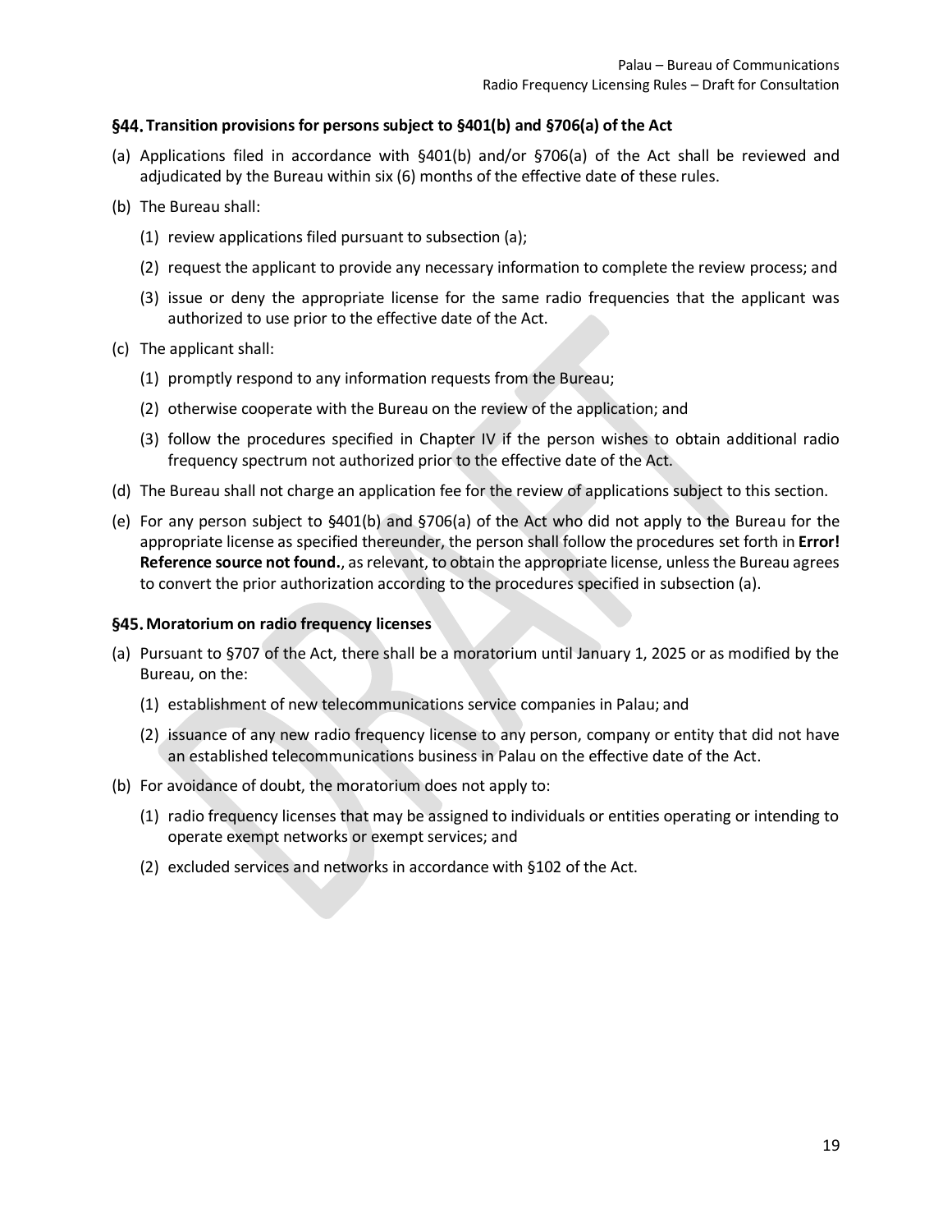## §44. Transition provisions for persons subject to §401(b) and §706(a) of the Act

(a) Applications filed in accordance with §401(b) and/or §706(a) of the Act shall be reviewed and adjudicated by the Bureau within six (6) months of the effective date of these rules.

(b) The Bureau shall:

  (1) review applications filed pursuant to subsection (a);

  (2) request the applicant to provide any necessary information to complete the review process; and

  (3) issue or deny the appropriate license for the same radio frequencies that the applicant was authorized to use prior to the effective date of the Act.

(c) The applicant shall:

  (1) promptly respond to any information requests from the Bureau;

  (2) otherwise cooperate with the Bureau on the review of the application; and

  (3) follow the procedures specified in Chapter IV if the person wishes to obtain additional radio frequency spectrum not authorized prior to the effective date of the Act.

(d) The Bureau shall not charge an application fee for the review of applications subject to this section.

(e) For any person subject to §401(b) and §706(a) of the Act who did not apply to the Bureau for the appropriate license as specified thereunder, the person shall follow the procedures set forth in **Error! Reference source not found.**, as relevant, to obtain the appropriate license, unless the Bureau agrees to convert the prior authorization according to the procedures specified in subsection (a).

## §45. Moratorium on radio frequency licenses

(a) Pursuant to §707 of the Act, there shall be a moratorium until January 1, 2025 or as modified by the Bureau, on the:

  (1) establishment of new telecommunications service companies in Palau; and

  (2) issuance of any new radio frequency license to any person, company or entity that did not have an established telecommunications business in Palau on the effective date of the Act.

(b) For avoidance of doubt, the moratorium does not apply to:

  (1) radio frequency licenses that may be assigned to individuals or entities operating or intending to operate exempt networks or exempt services; and

  (2) excluded services and networks in accordance with §102 of the Act.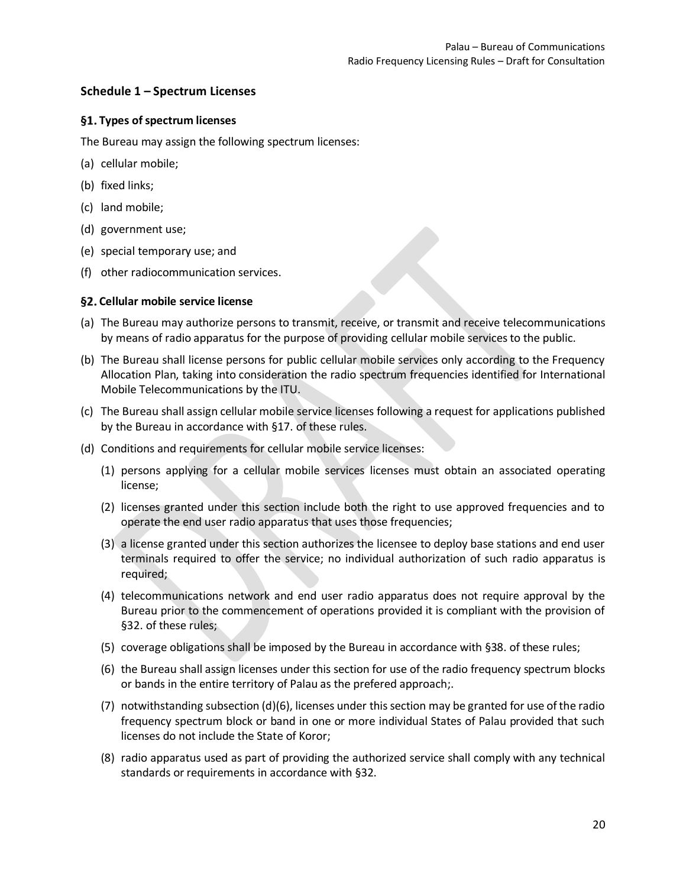## Schedule 1 – Spectrum Licenses

### §1. Types of spectrum licenses

The Bureau may assign the following spectrum licenses:

(a) cellular mobile;

(b) fixed links;

(c) land mobile;

(d) government use;

(e) special temporary use; and

(f) other radiocommunication services.

### §2. Cellular mobile service license

(a) The Bureau may authorize persons to transmit, receive, or transmit and receive telecommunications by means of radio apparatus for the purpose of providing cellular mobile services to the public.

(b) The Bureau shall license persons for public cellular mobile services only according to the Frequency Allocation Plan, taking into consideration the radio spectrum frequencies identified for International Mobile Telecommunications by the ITU.

(c) The Bureau shall assign cellular mobile service licenses following a request for applications published by the Bureau in accordance with §17. of these rules.

(d) Conditions and requirements for cellular mobile service licenses:

  (1) persons applying for a cellular mobile services licenses must obtain an associated operating license;

  (2) licenses granted under this section include both the right to use approved frequencies and to operate the end user radio apparatus that uses those frequencies;

  (3) a license granted under this section authorizes the licensee to deploy base stations and end user terminals required to offer the service; no individual authorization of such radio apparatus is required;

  (4) telecommunications network and end user radio apparatus does not require approval by the Bureau prior to the commencement of operations provided it is compliant with the provision of §32. of these rules;

  (5) coverage obligations shall be imposed by the Bureau in accordance with §38. of these rules;

  (6) the Bureau shall assign licenses under this section for use of the radio frequency spectrum blocks or bands in the entire territory of Palau as the prefered approach;.

  (7) notwithstanding subsection (d)(6), licenses under this section may be granted for use of the radio frequency spectrum block or band in one or more individual States of Palau provided that such licenses do not include the State of Koror;

  (8) radio apparatus used as part of providing the authorized service shall comply with any technical standards or requirements in accordance with §32.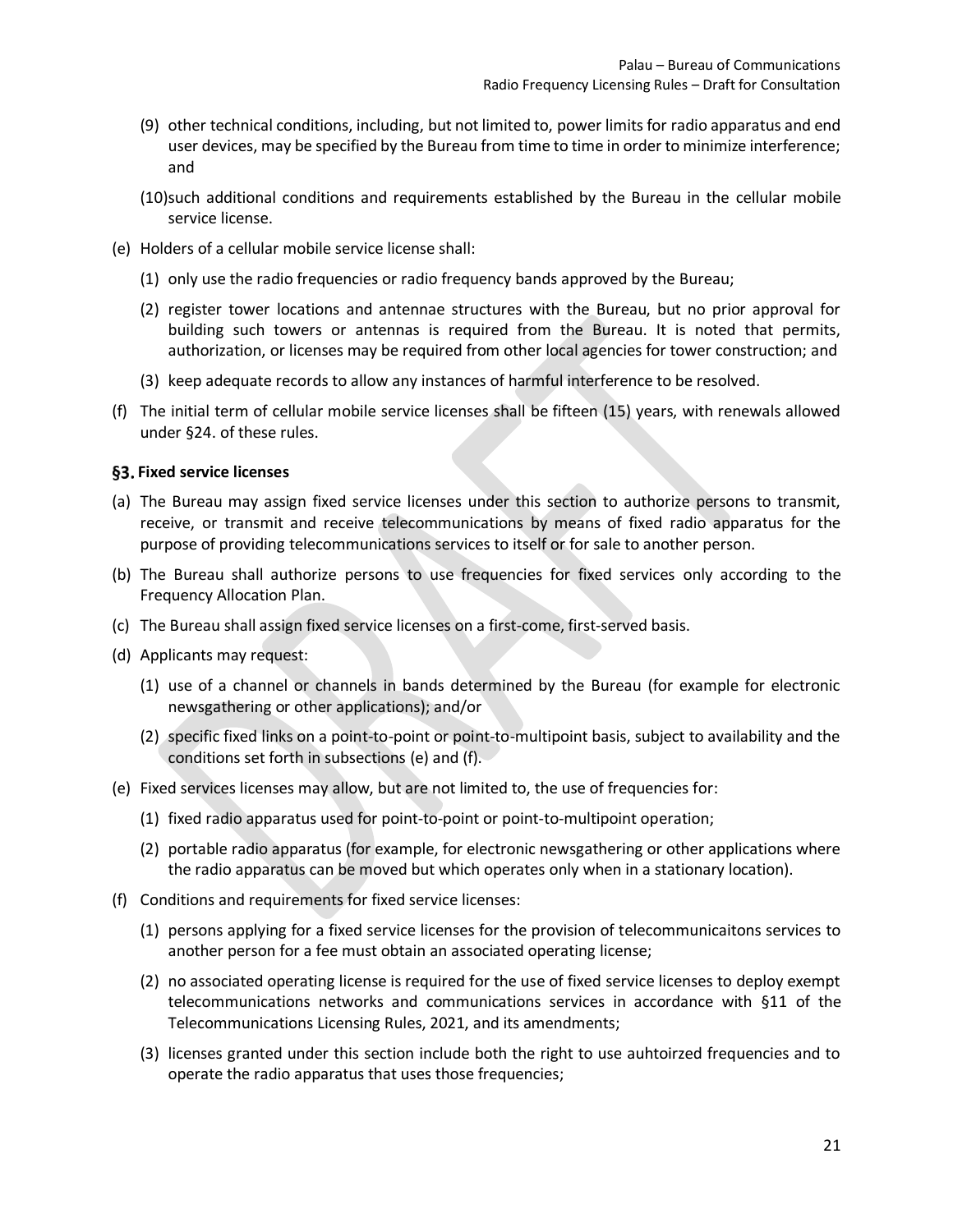(9) other technical conditions, including, but not limited to, power limits for radio apparatus and end user devices, may be specified by the Bureau from time to time in order to minimize interference; and

(10) such additional conditions and requirements established by the Bureau in the cellular mobile service license.

(e) Holders of a cellular mobile service license shall:

(1) only use the radio frequencies or radio frequency bands approved by the Bureau;

(2) register tower locations and antennae structures with the Bureau, but no prior approval for building such towers or antennas is required from the Bureau. It is noted that permits, authorization, or licenses may be required from other local agencies for tower construction; and

(3) keep adequate records to allow any instances of harmful interference to be resolved.

(f) The initial term of cellular mobile service licenses shall be fifteen (15) years, with renewals allowed under §24. of these rules.

### §3. Fixed service licenses

(a) The Bureau may assign fixed service licenses under this section to authorize persons to transmit, receive, or transmit and receive telecommunications by means of fixed radio apparatus for the purpose of providing telecommunications services to itself or for sale to another person.

(b) The Bureau shall authorize persons to use frequencies for fixed services only according to the Frequency Allocation Plan.

(c) The Bureau shall assign fixed service licenses on a first-come, first-served basis.

(d) Applicants may request:

(1) use of a channel or channels in bands determined by the Bureau (for example for electronic newsgathering or other applications); and/or

(2) specific fixed links on a point-to-point or point-to-multipoint basis, subject to availability and the conditions set forth in subsections (e) and (f).

(e) Fixed services licenses may allow, but are not limited to, the use of frequencies for:

(1) fixed radio apparatus used for point-to-point or point-to-multipoint operation;

(2) portable radio apparatus (for example, for electronic newsgathering or other applications where the radio apparatus can be moved but which operates only when in a stationary location).

(f) Conditions and requirements for fixed service licenses:

(1) persons applying for a fixed service licenses for the provision of telecommunicaitons services to another person for a fee must obtain an associated operating license;

(2) no associated operating license is required for the use of fixed service licenses to deploy exempt telecommunications networks and communications services in accordance with §11 of the Telecommunications Licensing Rules, 2021, and its amendments;

(3) licenses granted under this section include both the right to use auhtoirzed frequencies and to operate the radio apparatus that uses those frequencies;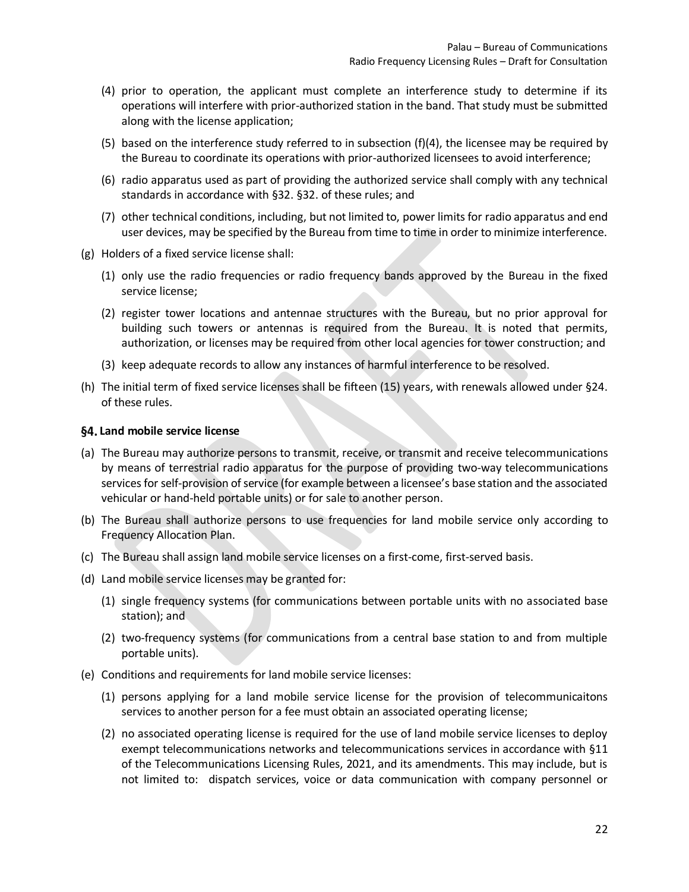(4) prior to operation, the applicant must complete an interference study to determine if its operations will interfere with prior-authorized station in the band. That study must be submitted along with the license application;

(5) based on the interference study referred to in subsection (f)(4), the licensee may be required by the Bureau to coordinate its operations with prior-authorized licensees to avoid interference;

(6) radio apparatus used as part of providing the authorized service shall comply with any technical standards in accordance with §32. §32. of these rules; and

(7) other technical conditions, including, but not limited to, power limits for radio apparatus and end user devices, may be specified by the Bureau from time to time in order to minimize interference.

(g) Holders of a fixed service license shall:

(1) only use the radio frequencies or radio frequency bands approved by the Bureau in the fixed service license;

(2) register tower locations and antennae structures with the Bureau, but no prior approval for building such towers or antennas is required from the Bureau. It is noted that permits, authorization, or licenses may be required from other local agencies for tower construction; and

(3) keep adequate records to allow any instances of harmful interference to be resolved.

(h) The initial term of fixed service licenses shall be fifteen (15) years, with renewals allowed under §24. of these rules.

### §4. Land mobile service license

(a) The Bureau may authorize persons to transmit, receive, or transmit and receive telecommunications by means of terrestrial radio apparatus for the purpose of providing two-way telecommunications services for self-provision of service (for example between a licensee's base station and the associated vehicular or hand-held portable units) or for sale to another person.

(b) The Bureau shall authorize persons to use frequencies for land mobile service only according to Frequency Allocation Plan.

(c) The Bureau shall assign land mobile service licenses on a first-come, first-served basis.

(d) Land mobile service licenses may be granted for:

(1) single frequency systems (for communications between portable units with no associated base station); and

(2) two-frequency systems (for communications from a central base station to and from multiple portable units).

(e) Conditions and requirements for land mobile service licenses:

(1) persons applying for a land mobile service license for the provision of telecommunicaitons services to another person for a fee must obtain an associated operating license;

(2) no associated operating license is required for the use of land mobile service licenses to deploy exempt telecommunications networks and telecommunications services in accordance with §11 of the Telecommunications Licensing Rules, 2021, and its amendments. This may include, but is not limited to: dispatch services, voice or data communication with company personnel or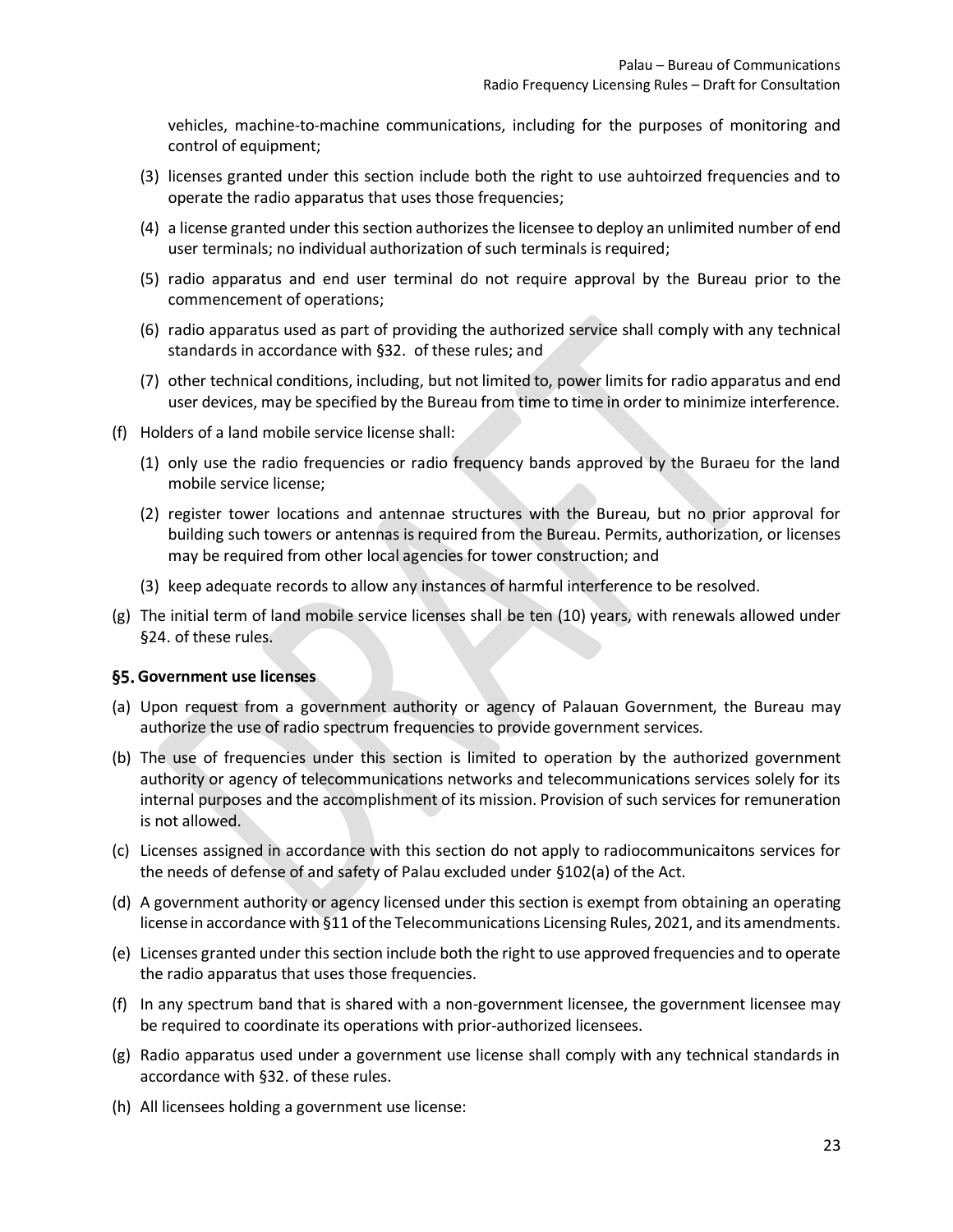vehicles, machine-to-machine communications, including for the purposes of monitoring and control of equipment;

(3) licenses granted under this section include both the right to use auhtoirzed frequencies and to operate the radio apparatus that uses those frequencies;

(4) a license granted under this section authorizes the licensee to deploy an unlimited number of end user terminals; no individual authorization of such terminals is required;

(5) radio apparatus and end user terminal do not require approval by the Bureau prior to the commencement of operations;

(6) radio apparatus used as part of providing the authorized service shall comply with any technical standards in accordance with §32. of these rules; and

(7) other technical conditions, including, but not limited to, power limits for radio apparatus and end user devices, may be specified by the Bureau from time to time in order to minimize interference.

(f) Holders of a land mobile service license shall:

(1) only use the radio frequencies or radio frequency bands approved by the Buraeu for the land mobile service license;

(2) register tower locations and antennae structures with the Bureau, but no prior approval for building such towers or antennas is required from the Bureau. Permits, authorization, or licenses may be required from other local agencies for tower construction; and

(3) keep adequate records to allow any instances of harmful interference to be resolved.

(g) The initial term of land mobile service licenses shall be ten (10) years, with renewals allowed under §24. of these rules.

### §5. Government use licenses

(a) Upon request from a government authority or agency of Palauan Government, the Bureau may authorize the use of radio spectrum frequencies to provide government services.

(b) The use of frequencies under this section is limited to operation by the authorized government authority or agency of telecommunications networks and telecommunications services solely for its internal purposes and the accomplishment of its mission. Provision of such services for remuneration is not allowed.

(c) Licenses assigned in accordance with this section do not apply to radiocommunicaitons services for the needs of defense of and safety of Palau excluded under §102(a) of the Act.

(d) A government authority or agency licensed under this section is exempt from obtaining an operating license in accordance with §11 of the Telecommunications Licensing Rules, 2021, and its amendments.

(e) Licenses granted under this section include both the right to use approved frequencies and to operate the radio apparatus that uses those frequencies.

(f) In any spectrum band that is shared with a non-government licensee, the government licensee may be required to coordinate its operations with prior-authorized licensees.

(g) Radio apparatus used under a government use license shall comply with any technical standards in accordance with §32. of these rules.

(h) All licensees holding a government use license: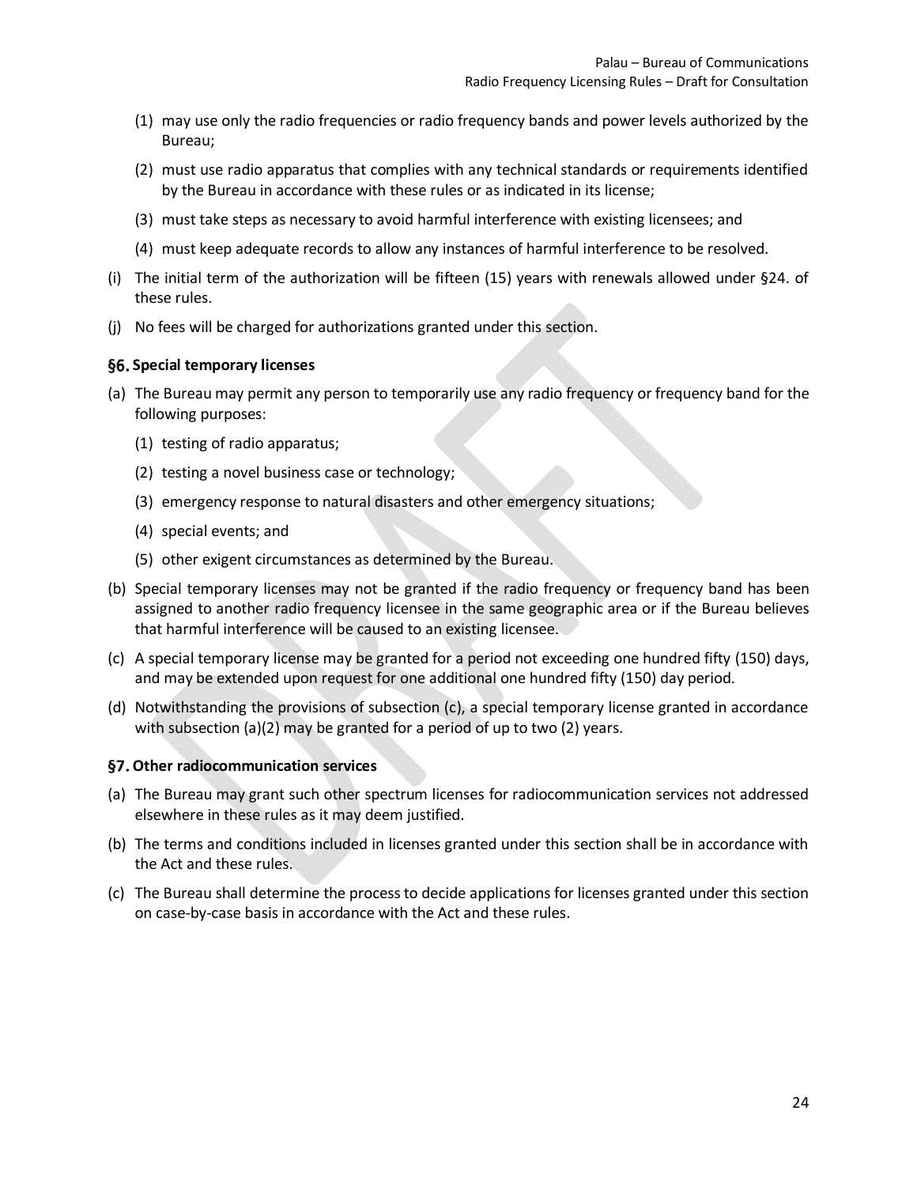(1) may use only the radio frequencies or radio frequency bands and power levels authorized by the Bureau;

(2) must use radio apparatus that complies with any technical standards or requirements identified by the Bureau in accordance with these rules or as indicated in its license;

(3) must take steps as necessary to avoid harmful interference with existing licensees; and

(4) must keep adequate records to allow any instances of harmful interference to be resolved.

(i) The initial term of the authorization will be fifteen (15) years with renewals allowed under §24. of these rules.

(j) No fees will be charged for authorizations granted under this section.

### §6. Special temporary licenses

(a) The Bureau may permit any person to temporarily use any radio frequency or frequency band for the following purposes:

(1) testing of radio apparatus;

(2) testing a novel business case or technology;

(3) emergency response to natural disasters and other emergency situations;

(4) special events; and

(5) other exigent circumstances as determined by the Bureau.

(b) Special temporary licenses may not be granted if the radio frequency or frequency band has been assigned to another radio frequency licensee in the same geographic area or if the Bureau believes that harmful interference will be caused to an existing licensee.

(c) A special temporary license may be granted for a period not exceeding one hundred fifty (150) days, and may be extended upon request for one additional one hundred fifty (150) day period.

(d) Notwithstanding the provisions of subsection (c), a special temporary license granted in accordance with subsection (a)(2) may be granted for a period of up to two (2) years.

### §7. Other radiocommunication services

(a) The Bureau may grant such other spectrum licenses for radiocommunication services not addressed elsewhere in these rules as it may deem justified.

(b) The terms and conditions included in licenses granted under this section shall be in accordance with the Act and these rules.

(c) The Bureau shall determine the process to decide applications for licenses granted under this section on case-by-case basis in accordance with the Act and these rules.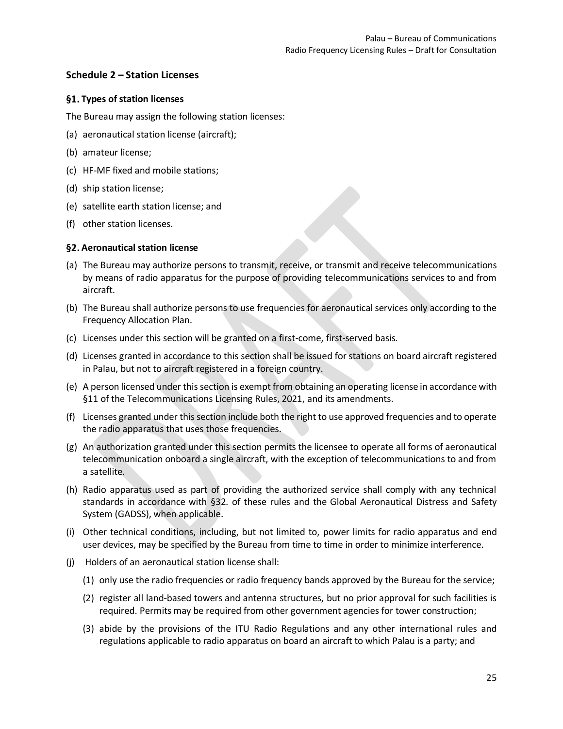## Schedule 2 – Station Licenses

### §1. Types of station licenses

The Bureau may assign the following station licenses:

(a) aeronautical station license (aircraft);

(b) amateur license;

(c) HF-MF fixed and mobile stations;

(d) ship station license;

(e) satellite earth station license; and

(f) other station licenses.

### §2. Aeronautical station license

(a) The Bureau may authorize persons to transmit, receive, or transmit and receive telecommunications by means of radio apparatus for the purpose of providing telecommunications services to and from aircraft.

(b) The Bureau shall authorize persons to use frequencies for aeronautical services only according to the Frequency Allocation Plan.

(c) Licenses under this section will be granted on a first-come, first-served basis.

(d) Licenses granted in accordance to this section shall be issued for stations on board aircraft registered in Palau, but not to aircraft registered in a foreign country.

(e) A person licensed under this section is exempt from obtaining an operating license in accordance with §11 of the Telecommunications Licensing Rules, 2021, and its amendments.

(f) Licenses granted under this section include both the right to use approved frequencies and to operate the radio apparatus that uses those frequencies.

(g) An authorization granted under this section permits the licensee to operate all forms of aeronautical telecommunication onboard a single aircraft, with the exception of telecommunications to and from a satellite.

(h) Radio apparatus used as part of providing the authorized service shall comply with any technical standards in accordance with §32. of these rules and the Global Aeronautical Distress and Safety System (GADSS), when applicable.

(i) Other technical conditions, including, but not limited to, power limits for radio apparatus and end user devices, may be specified by the Bureau from time to time in order to minimize interference.

(j) Holders of an aeronautical station license shall:

   (1) only use the radio frequencies or radio frequency bands approved by the Bureau for the service;

   (2) register all land-based towers and antenna structures, but no prior approval for such facilities is required. Permits may be required from other government agencies for tower construction;

   (3) abide by the provisions of the ITU Radio Regulations and any other international rules and regulations applicable to radio apparatus on board an aircraft to which Palau is a party; and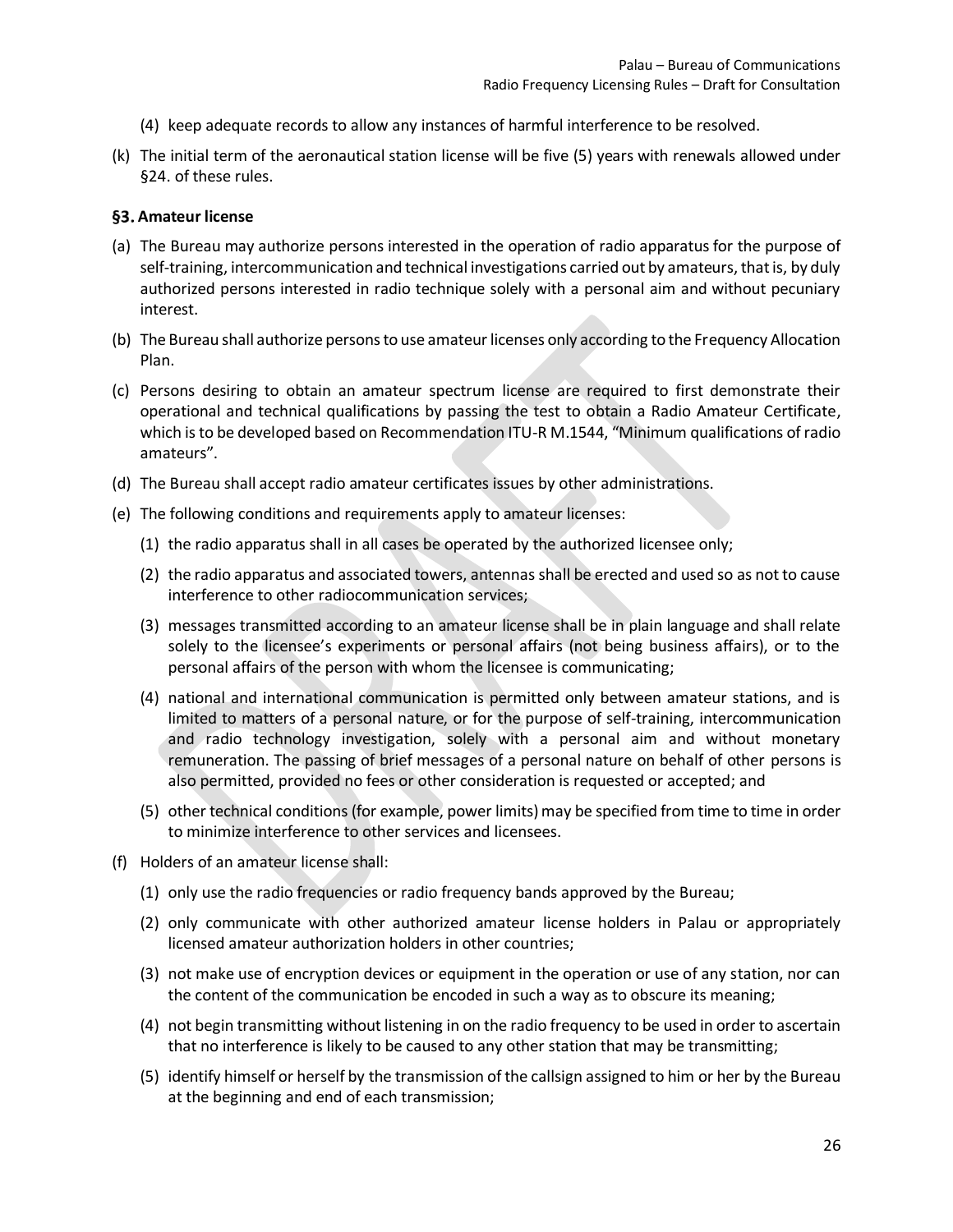(4) keep adequate records to allow any instances of harmful interference to be resolved.

(k) The initial term of the aeronautical station license will be five (5) years with renewals allowed under §24. of these rules.

### §3. Amateur license

(a) The Bureau may authorize persons interested in the operation of radio apparatus for the purpose of self-training, intercommunication and technical investigations carried out by amateurs, that is, by duly authorized persons interested in radio technique solely with a personal aim and without pecuniary interest.

(b) The Bureau shall authorize persons to use amateur licenses only according to the Frequency Allocation Plan.

(c) Persons desiring to obtain an amateur spectrum license are required to first demonstrate their operational and technical qualifications by passing the test to obtain a Radio Amateur Certificate, which is to be developed based on Recommendation ITU-R M.1544, "Minimum qualifications of radio amateurs".

(d) The Bureau shall accept radio amateur certificates issues by other administrations.

(e) The following conditions and requirements apply to amateur licenses:

(1) the radio apparatus shall in all cases be operated by the authorized licensee only;

(2) the radio apparatus and associated towers, antennas shall be erected and used so as not to cause interference to other radiocommunication services;

(3) messages transmitted according to an amateur license shall be in plain language and shall relate solely to the licensee's experiments or personal affairs (not being business affairs), or to the personal affairs of the person with whom the licensee is communicating;

(4) national and international communication is permitted only between amateur stations, and is limited to matters of a personal nature, or for the purpose of self-training, intercommunication and radio technology investigation, solely with a personal aim and without monetary remuneration. The passing of brief messages of a personal nature on behalf of other persons is also permitted, provided no fees or other consideration is requested or accepted; and

(5) other technical conditions (for example, power limits) may be specified from time to time in order to minimize interference to other services and licensees.

(f) Holders of an amateur license shall:

(1) only use the radio frequencies or radio frequency bands approved by the Bureau;

(2) only communicate with other authorized amateur license holders in Palau or appropriately licensed amateur authorization holders in other countries;

(3) not make use of encryption devices or equipment in the operation or use of any station, nor can the content of the communication be encoded in such a way as to obscure its meaning;

(4) not begin transmitting without listening in on the radio frequency to be used in order to ascertain that no interference is likely to be caused to any other station that may be transmitting;

(5) identify himself or herself by the transmission of the callsign assigned to him or her by the Bureau at the beginning and end of each transmission;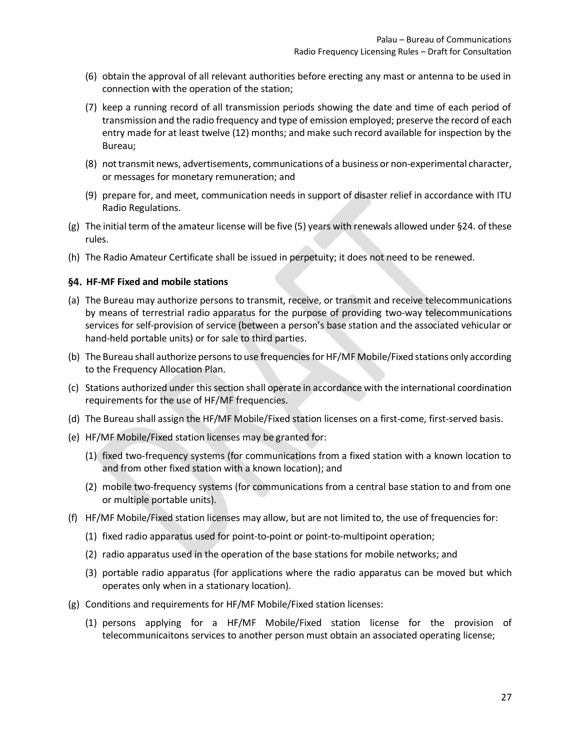(6) obtain the approval of all relevant authorities before erecting any mast or antenna to be used in connection with the operation of the station;

(7) keep a running record of all transmission periods showing the date and time of each period of transmission and the radio frequency and type of emission employed; preserve the record of each entry made for at least twelve (12) months; and make such record available for inspection by the Bureau;

(8) not transmit news, advertisements, communications of a business or non-experimental character, or messages for monetary remuneration; and

(9) prepare for, and meet, communication needs in support of disaster relief in accordance with ITU Radio Regulations.

(g) The initial term of the amateur license will be five (5) years with renewals allowed under §24. of these rules.

(h) The Radio Amateur Certificate shall be issued in perpetuity; it does not need to be renewed.

### §4. HF-MF Fixed and mobile stations

(a) The Bureau may authorize persons to transmit, receive, or transmit and receive telecommunications by means of terrestrial radio apparatus for the purpose of providing two-way telecommunications services for self-provision of service (between a person's base station and the associated vehicular or hand-held portable units) or for sale to third parties.

(b) The Bureau shall authorize persons to use frequencies for HF/MF Mobile/Fixed stations only according to the Frequency Allocation Plan.

(c) Stations authorized under this section shall operate in accordance with the international coordination requirements for the use of HF/MF frequencies.

(d) The Bureau shall assign the HF/MF Mobile/Fixed station licenses on a first-come, first-served basis.

(e) HF/MF Mobile/Fixed station licenses may be granted for:

(1) fixed two-frequency systems (for communications from a fixed station with a known location to and from other fixed station with a known location); and

(2) mobile two-frequency systems (for communications from a central base station to and from one or multiple portable units).

(f) HF/MF Mobile/Fixed station licenses may allow, but are not limited to, the use of frequencies for:

(1) fixed radio apparatus used for point-to-point or point-to-multipoint operation;

(2) radio apparatus used in the operation of the base stations for mobile networks; and

(3) portable radio apparatus (for applications where the radio apparatus can be moved but which operates only when in a stationary location).

(g) Conditions and requirements for HF/MF Mobile/Fixed station licenses:

(1) persons applying for a HF/MF Mobile/Fixed station license for the provision of telecommunicaitons services to another person must obtain an associated operating license;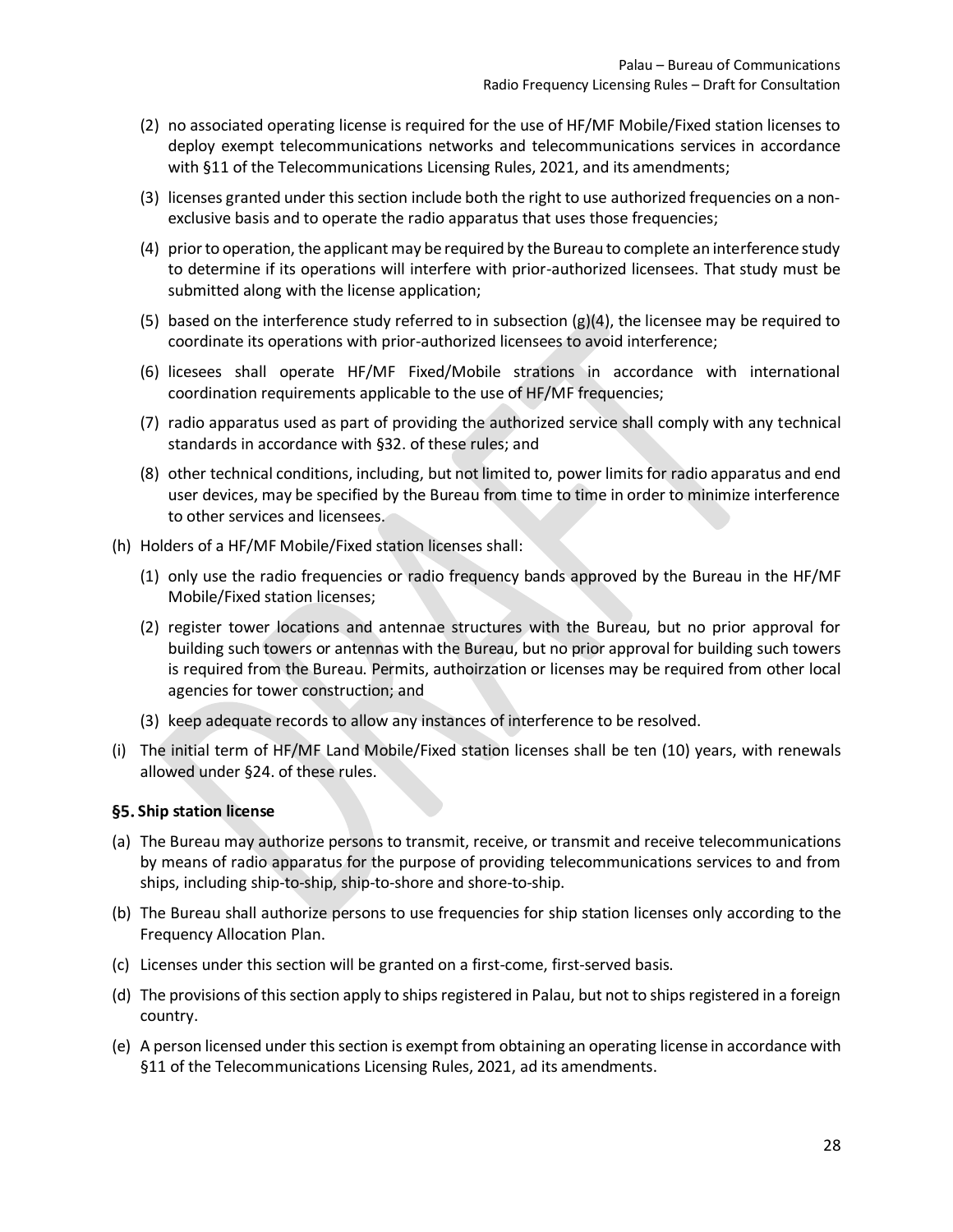(2) no associated operating license is required for the use of HF/MF Mobile/Fixed station licenses to deploy exempt telecommunications networks and telecommunications services in accordance with §11 of the Telecommunications Licensing Rules, 2021, and its amendments;

(3) licenses granted under this section include both the right to use authorized frequencies on a non-exclusive basis and to operate the radio apparatus that uses those frequencies;

(4) prior to operation, the applicant may be required by the Bureau to complete an interference study to determine if its operations will interfere with prior-authorized licensees. That study must be submitted along with the license application;

(5) based on the interference study referred to in subsection (g)(4), the licensee may be required to coordinate its operations with prior-authorized licensees to avoid interference;

(6) licesees shall operate HF/MF Fixed/Mobile strations in accordance with international coordination requirements applicable to the use of HF/MF frequencies;

(7) radio apparatus used as part of providing the authorized service shall comply with any technical standards in accordance with §32. of these rules; and

(8) other technical conditions, including, but not limited to, power limits for radio apparatus and end user devices, may be specified by the Bureau from time to time in order to minimize interference to other services and licensees.

(h) Holders of a HF/MF Mobile/Fixed station licenses shall:

(1) only use the radio frequencies or radio frequency bands approved by the Bureau in the HF/MF Mobile/Fixed station licenses;

(2) register tower locations and antennae structures with the Bureau, but no prior approval for building such towers or antennas with the Bureau, but no prior approval for building such towers is required from the Bureau. Permits, authoirzation or licenses may be required from other local agencies for tower construction; and

(3) keep adequate records to allow any instances of interference to be resolved.

(i) The initial term of HF/MF Land Mobile/Fixed station licenses shall be ten (10) years, with renewals allowed under §24. of these rules.

### §5. Ship station license

(a) The Bureau may authorize persons to transmit, receive, or transmit and receive telecommunications by means of radio apparatus for the purpose of providing telecommunications services to and from ships, including ship-to-ship, ship-to-shore and shore-to-ship.

(b) The Bureau shall authorize persons to use frequencies for ship station licenses only according to the Frequency Allocation Plan.

(c) Licenses under this section will be granted on a first-come, first-served basis.

(d) The provisions of this section apply to ships registered in Palau, but not to ships registered in a foreign country.

(e) A person licensed under this section is exempt from obtaining an operating license in accordance with §11 of the Telecommunications Licensing Rules, 2021, ad its amendments.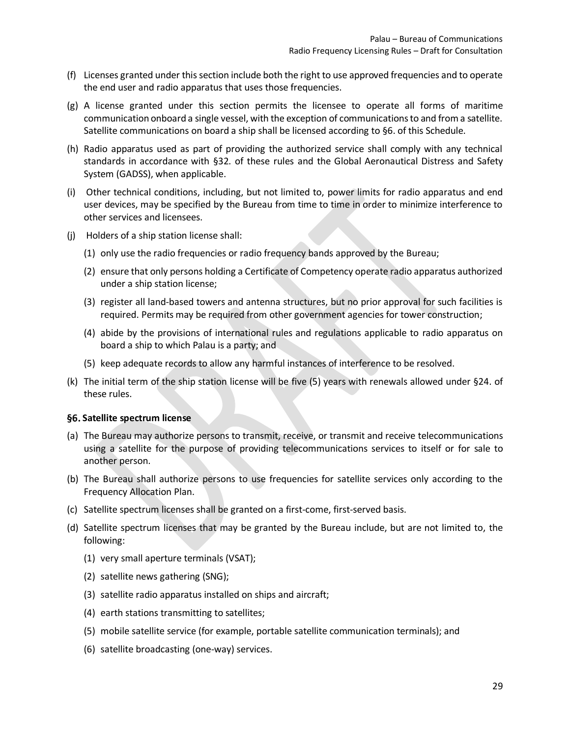(f) Licenses granted under this section include both the right to use approved frequencies and to operate the end user and radio apparatus that uses those frequencies.

(g) A license granted under this section permits the licensee to operate all forms of maritime communication onboard a single vessel, with the exception of communications to and from a satellite. Satellite communications on board a ship shall be licensed according to §6. of this Schedule.

(h) Radio apparatus used as part of providing the authorized service shall comply with any technical standards in accordance with §32. of these rules and the Global Aeronautical Distress and Safety System (GADSS), when applicable.

(i) Other technical conditions, including, but not limited to, power limits for radio apparatus and end user devices, may be specified by the Bureau from time to time in order to minimize interference to other services and licensees.

(j) Holders of a ship station license shall:

   (1) only use the radio frequencies or radio frequency bands approved by the Bureau;

   (2) ensure that only persons holding a Certificate of Competency operate radio apparatus authorized under a ship station license;

   (3) register all land-based towers and antenna structures, but no prior approval for such facilities is required. Permits may be required from other government agencies for tower construction;

   (4) abide by the provisions of international rules and regulations applicable to radio apparatus on board a ship to which Palau is a party; and

   (5) keep adequate records to allow any harmful instances of interference to be resolved.

(k) The initial term of the ship station license will be five (5) years with renewals allowed under §24. of these rules.

### §6. Satellite spectrum license

(a) The Bureau may authorize persons to transmit, receive, or transmit and receive telecommunications using a satellite for the purpose of providing telecommunications services to itself or for sale to another person.

(b) The Bureau shall authorize persons to use frequencies for satellite services only according to the Frequency Allocation Plan.

(c) Satellite spectrum licenses shall be granted on a first-come, first-served basis.

(d) Satellite spectrum licenses that may be granted by the Bureau include, but are not limited to, the following:

   (1) very small aperture terminals (VSAT);

   (2) satellite news gathering (SNG);

   (3) satellite radio apparatus installed on ships and aircraft;

   (4) earth stations transmitting to satellites;

   (5) mobile satellite service (for example, portable satellite communication terminals); and

   (6) satellite broadcasting (one-way) services.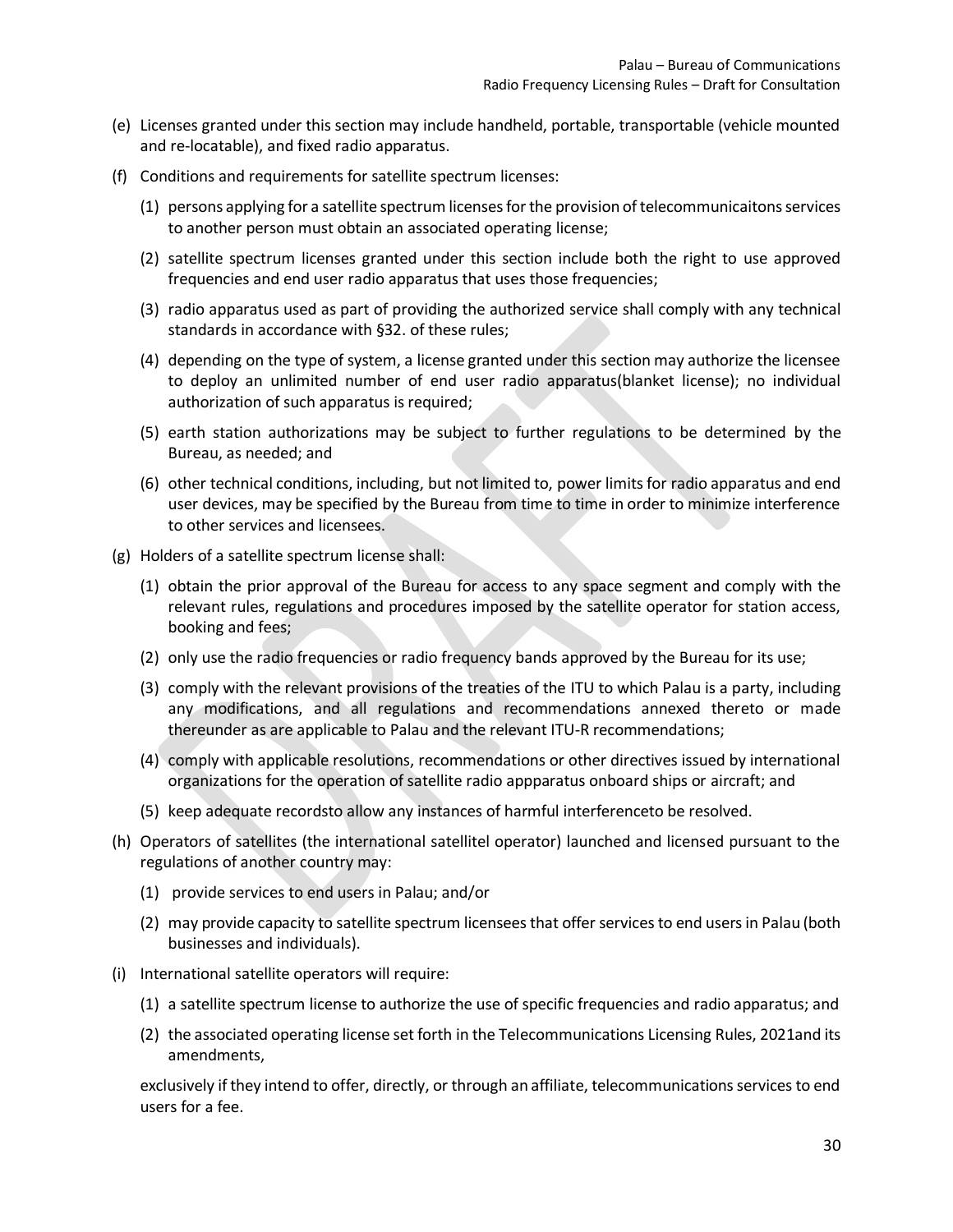(e) Licenses granted under this section may include handheld, portable, transportable (vehicle mounted and re-locatable), and fixed radio apparatus.

(f) Conditions and requirements for satellite spectrum licenses:

   (1) persons applying for a satellite spectrum licenses for the provision of telecommunicaitons services to another person must obtain an associated operating license;

   (2) satellite spectrum licenses granted under this section include both the right to use approved frequencies and end user radio apparatus that uses those frequencies;

   (3) radio apparatus used as part of providing the authorized service shall comply with any technical standards in accordance with §32. of these rules;

   (4) depending on the type of system, a license granted under this section may authorize the licensee to deploy an unlimited number of end user radio apparatus(blanket license); no individual authorization of such apparatus is required;

   (5) earth station authorizations may be subject to further regulations to be determined by the Bureau, as needed; and

   (6) other technical conditions, including, but not limited to, power limits for radio apparatus and end user devices, may be specified by the Bureau from time to time in order to minimize interference to other services and licensees.

(g) Holders of a satellite spectrum license shall:

   (1) obtain the prior approval of the Bureau for access to any space segment and comply with the relevant rules, regulations and procedures imposed by the satellite operator for station access, booking and fees;

   (2) only use the radio frequencies or radio frequency bands approved by the Bureau for its use;

   (3) comply with the relevant provisions of the treaties of the ITU to which Palau is a party, including any modifications, and all regulations and recommendations annexed thereto or made thereunder as are applicable to Palau and the relevant ITU-R recommendations;

   (4) comply with applicable resolutions, recommendations or other directives issued by international organizations for the operation of satellite radio appparatus onboard ships or aircraft; and

   (5) keep adequate recordsto allow any instances of harmful interferenceto be resolved.

(h) Operators of satellites (the international satellitel operator) launched and licensed pursuant to the regulations of another country may:

   (1) provide services to end users in Palau; and/or

   (2) may provide capacity to satellite spectrum licensees that offer services to end users in Palau (both businesses and individuals).

(i) International satellite operators will require:

   (1) a satellite spectrum license to authorize the use of specific frequencies and radio apparatus; and

   (2) the associated operating license set forth in the Telecommunications Licensing Rules, 2021and its amendments,

   exclusively if they intend to offer, directly, or through an affiliate, telecommunications services to end users for a fee.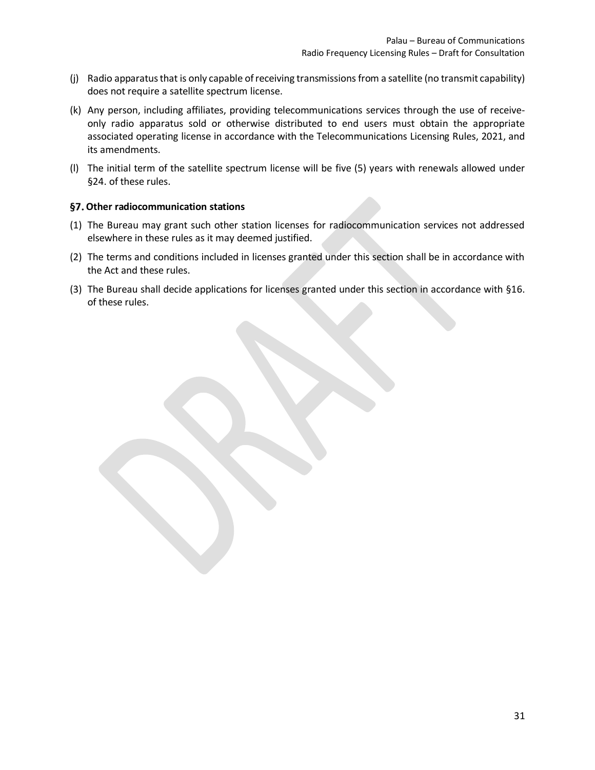(j) Radio apparatus that is only capable of receiving transmissions from a satellite (no transmit capability) does not require a satellite spectrum license.

(k) Any person, including affiliates, providing telecommunications services through the use of receive-only radio apparatus sold or otherwise distributed to end users must obtain the appropriate associated operating license in accordance with the Telecommunications Licensing Rules, 2021, and its amendments.

(l) The initial term of the satellite spectrum license will be five (5) years with renewals allowed under §24. of these rules.

### §7. Other radiocommunication stations

(1) The Bureau may grant such other station licenses for radiocommunication services not addressed elsewhere in these rules as it may deemed justified.

(2) The terms and conditions included in licenses granted under this section shall be in accordance with the Act and these rules.

(3) The Bureau shall decide applications for licenses granted under this section in accordance with §16. of these rules.